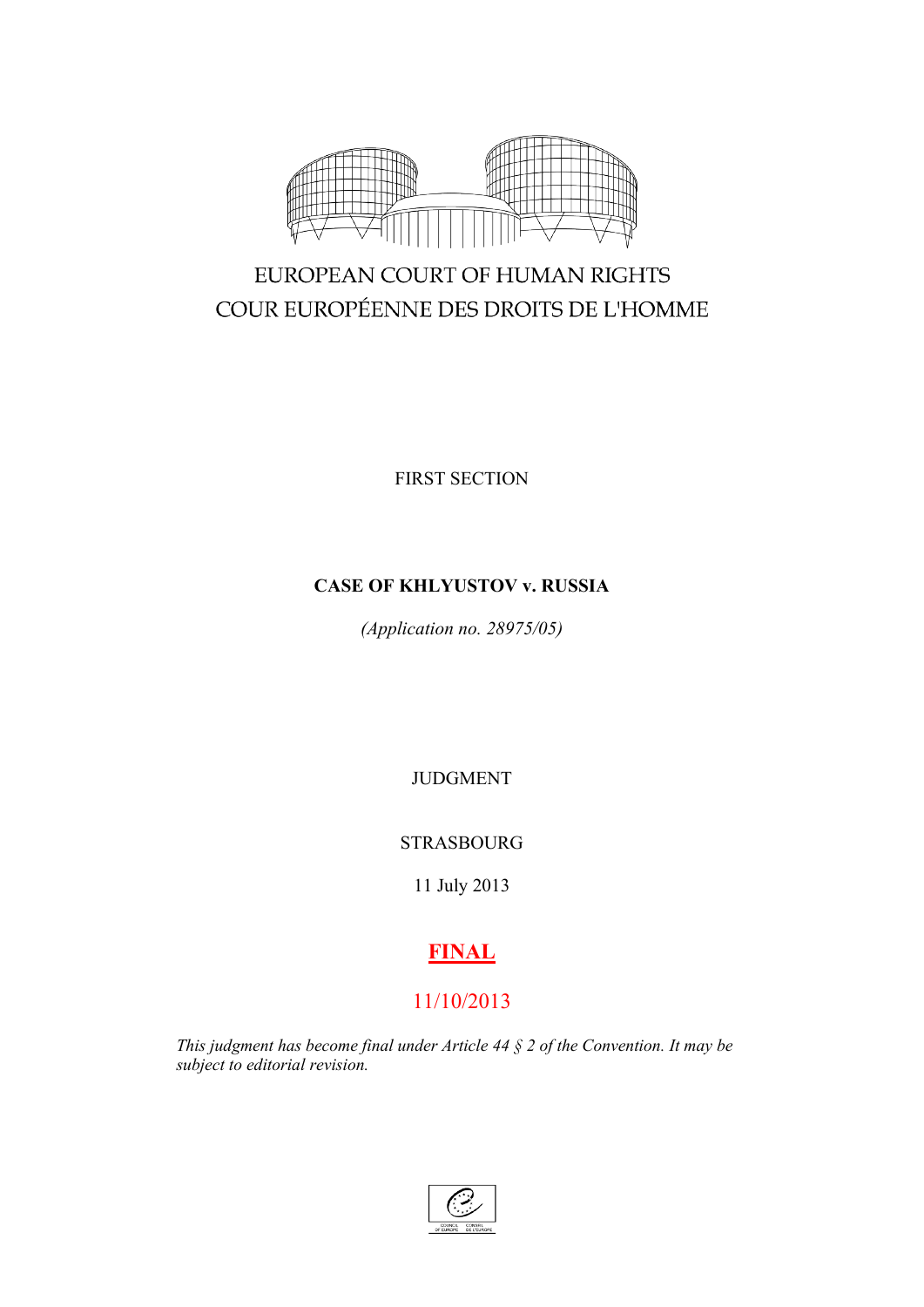EUROPEAN COURT OF HUMAN RIGHTS

COUR EUROPÉENNE DES DROITS DE L'HOMME

FIRST SECTION

**CASE OF KHLYUSTOV v. RUSSIA**

*(Application no. 28975/05)*

JUDGMENT

STRASBOURG

11 July 2013

**FINAL**

11/10/2013

*This judgment has become final under Article 44 § 2 of the Convention. It may be subject to editorial revision.*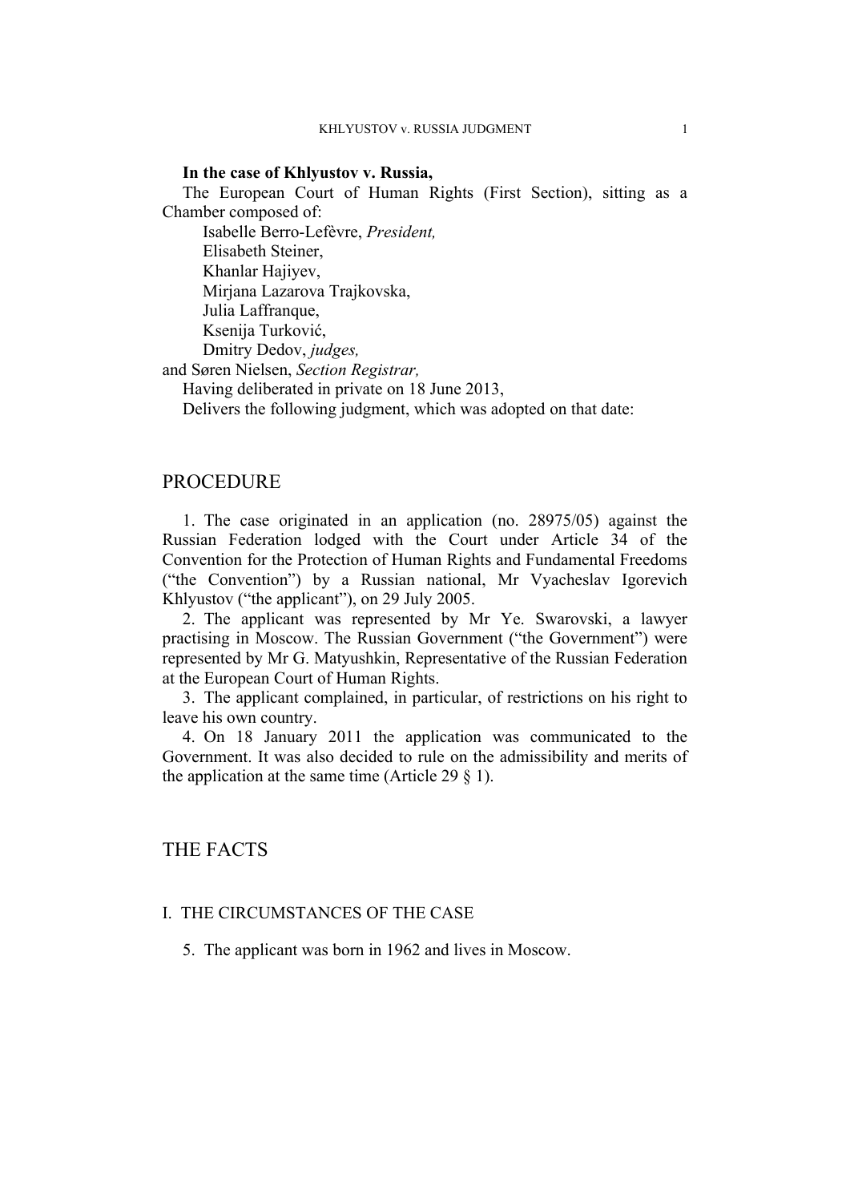**In the case of Khlyustov v. Russia,**

The European Court of Human Rights (First Section), sitting as a Chamber composed of:

Isabelle Berro-Lefèvre, *President,*
Elisabeth Steiner,
Khanlar Hajiyev,
Mirjana Lazarova Trajkovska,
Julia Laffranque,
Ksenija Turković,
Dmitry Dedov, *judges,*
and Søren Nielsen, *Section Registrar,*

Having deliberated in private on 18 June 2013,

Delivers the following judgment, which was adopted on that date:

# PROCEDURE

1. The case originated in an application (no. 28975/05) against the Russian Federation lodged with the Court under Article 34 of the Convention for the Protection of Human Rights and Fundamental Freedoms ("the Convention") by a Russian national, Mr Vyacheslav Igorevich Khlyustov ("the applicant"), on 29 July 2005.

2. The applicant was represented by Mr Ye. Swarovski, a lawyer practising in Moscow. The Russian Government ("the Government") were represented by Mr G. Matyushkin, Representative of the Russian Federation at the European Court of Human Rights.

3. The applicant complained, in particular, of restrictions on his right to leave his own country.

4. On 18 January 2011 the application was communicated to the Government. It was also decided to rule on the admissibility and merits of the application at the same time (Article 29 § 1).

# THE FACTS

## I. THE CIRCUMSTANCES OF THE CASE

5. The applicant was born in 1962 and lives in Moscow.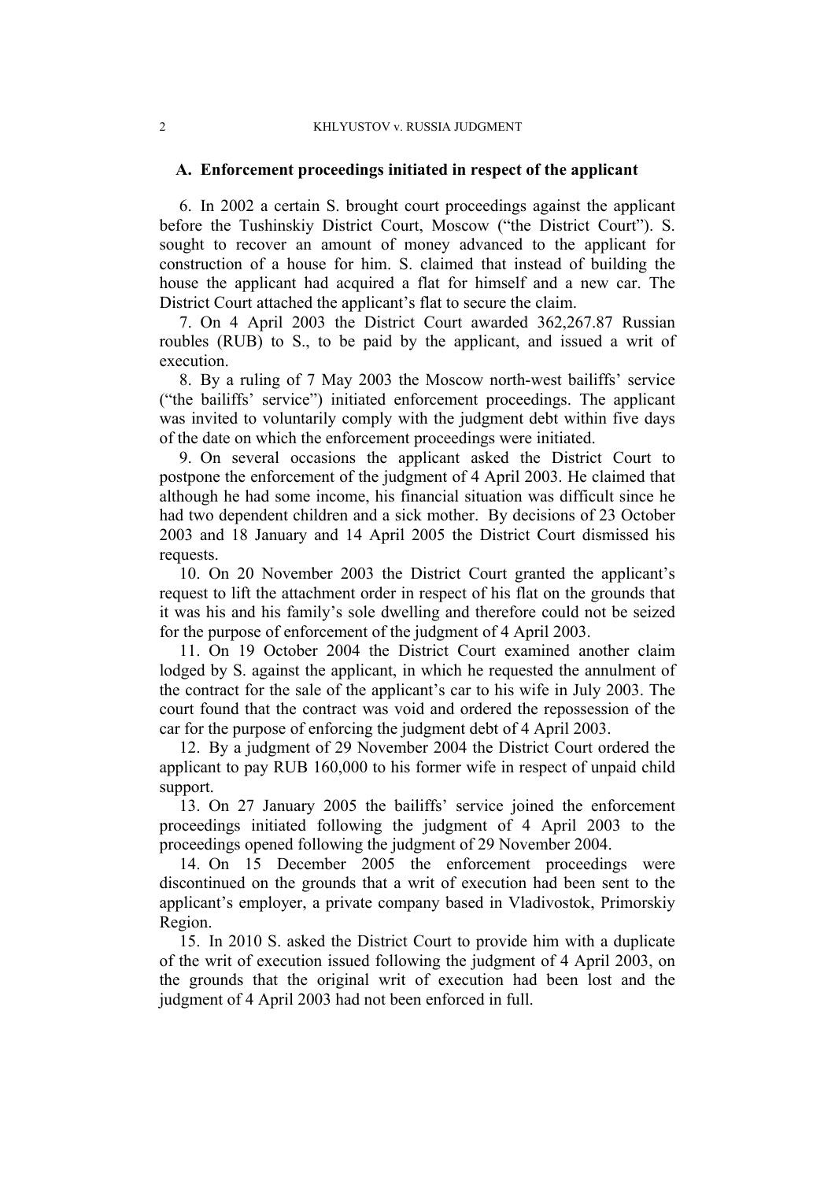## A. Enforcement proceedings initiated in respect of the applicant

6. In 2002 a certain S. brought court proceedings against the applicant before the Tushinskiy District Court, Moscow ("the District Court"). S. sought to recover an amount of money advanced to the applicant for construction of a house for him. S. claimed that instead of building the house the applicant had acquired a flat for himself and a new car. The District Court attached the applicant's flat to secure the claim.

7. On 4 April 2003 the District Court awarded 362,267.87 Russian roubles (RUB) to S., to be paid by the applicant, and issued a writ of execution.

8. By a ruling of 7 May 2003 the Moscow north-west bailiffs' service ("the bailiffs' service") initiated enforcement proceedings. The applicant was invited to voluntarily comply with the judgment debt within five days of the date on which the enforcement proceedings were initiated.

9. On several occasions the applicant asked the District Court to postpone the enforcement of the judgment of 4 April 2003. He claimed that although he had some income, his financial situation was difficult since he had two dependent children and a sick mother. By decisions of 23 October 2003 and 18 January and 14 April 2005 the District Court dismissed his requests.

10. On 20 November 2003 the District Court granted the applicant's request to lift the attachment order in respect of his flat on the grounds that it was his and his family's sole dwelling and therefore could not be seized for the purpose of enforcement of the judgment of 4 April 2003.

11. On 19 October 2004 the District Court examined another claim lodged by S. against the applicant, in which he requested the annulment of the contract for the sale of the applicant's car to his wife in July 2003. The court found that the contract was void and ordered the repossession of the car for the purpose of enforcing the judgment debt of 4 April 2003.

12. By a judgment of 29 November 2004 the District Court ordered the applicant to pay RUB 160,000 to his former wife in respect of unpaid child support.

13. On 27 January 2005 the bailiffs' service joined the enforcement proceedings initiated following the judgment of 4 April 2003 to the proceedings opened following the judgment of 29 November 2004.

14. On 15 December 2005 the enforcement proceedings were discontinued on the grounds that a writ of execution had been sent to the applicant's employer, a private company based in Vladivostok, Primorskiy Region.

15. In 2010 S. asked the District Court to provide him with a duplicate of the writ of execution issued following the judgment of 4 April 2003, on the grounds that the original writ of execution had been lost and the judgment of 4 April 2003 had not been enforced in full.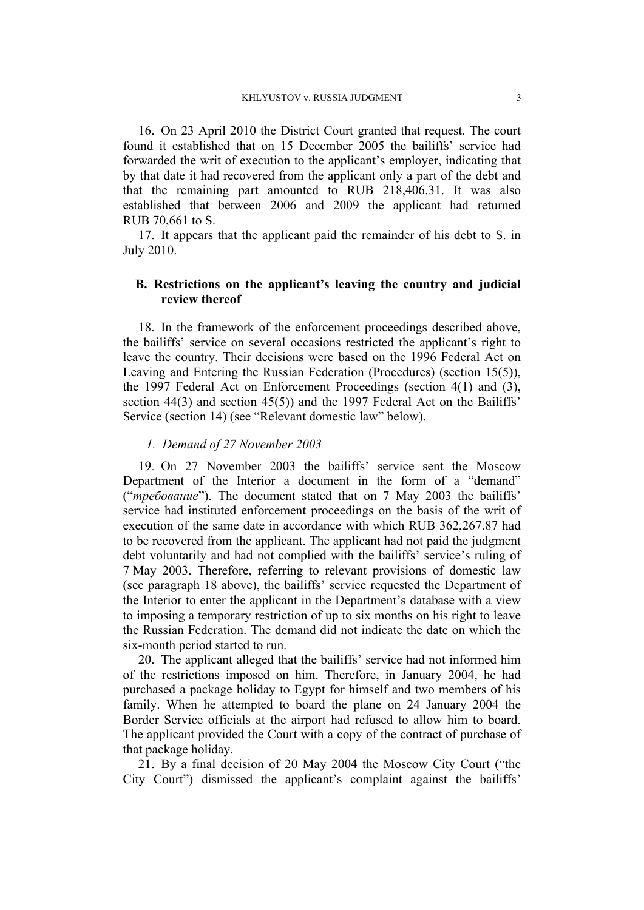16. On 23 April 2010 the District Court granted that request. The court found it established that on 15 December 2005 the bailiffs' service had forwarded the writ of execution to the applicant's employer, indicating that by that date it had recovered from the applicant only a part of the debt and that the remaining part amounted to RUB 218,406.31. It was also established that between 2006 and 2009 the applicant had returned RUB 70,661 to S.

17. It appears that the applicant paid the remainder of his debt to S. in July 2010.

## B. Restrictions on the applicant's leaving the country and judicial review thereof

18. In the framework of the enforcement proceedings described above, the bailiffs' service on several occasions restricted the applicant's right to leave the country. Their decisions were based on the 1996 Federal Act on Leaving and Entering the Russian Federation (Procedures) (section 15(5)), the 1997 Federal Act on Enforcement Proceedings (section 4(1) and (3), section 44(3) and section 45(5)) and the 1997 Federal Act on the Bailiffs' Service (section 14) (see "Relevant domestic law" below).

### *1. Demand of 27 November 2003*

19. On 27 November 2003 the bailiffs' service sent the Moscow Department of the Interior a document in the form of a "demand" ("*требование*"). The document stated that on 7 May 2003 the bailiffs' service had instituted enforcement proceedings on the basis of the writ of execution of the same date in accordance with which RUB 362,267.87 had to be recovered from the applicant. The applicant had not paid the judgment debt voluntarily and had not complied with the bailiffs' service's ruling of 7 May 2003. Therefore, referring to relevant provisions of domestic law (see paragraph 18 above), the bailiffs' service requested the Department of the Interior to enter the applicant in the Department's database with a view to imposing a temporary restriction of up to six months on his right to leave the Russian Federation. The demand did not indicate the date on which the six-month period started to run.

20. The applicant alleged that the bailiffs' service had not informed him of the restrictions imposed on him. Therefore, in January 2004, he had purchased a package holiday to Egypt for himself and two members of his family. When he attempted to board the plane on 24 January 2004 the Border Service officials at the airport had refused to allow him to board. The applicant provided the Court with a copy of the contract of purchase of that package holiday.

21. By a final decision of 20 May 2004 the Moscow City Court ("the City Court") dismissed the applicant's complaint against the bailiffs'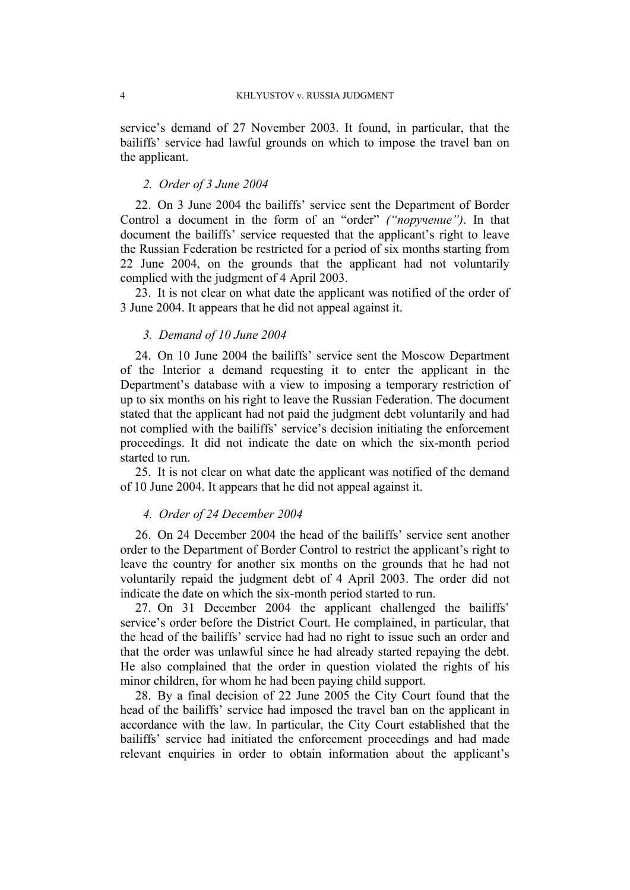service's demand of 27 November 2003. It found, in particular, that the bailiffs' service had lawful grounds on which to impose the travel ban on the applicant.

### *2. Order of 3 June 2004*

22. On 3 June 2004 the bailiffs' service sent the Department of Border Control a document in the form of an "order" *("поручение")*. In that document the bailiffs' service requested that the applicant's right to leave the Russian Federation be restricted for a period of six months starting from 22 June 2004, on the grounds that the applicant had not voluntarily complied with the judgment of 4 April 2003.

23. It is not clear on what date the applicant was notified of the order of 3 June 2004. It appears that he did not appeal against it.

### *3. Demand of 10 June 2004*

24. On 10 June 2004 the bailiffs' service sent the Moscow Department of the Interior a demand requesting it to enter the applicant in the Department's database with a view to imposing a temporary restriction of up to six months on his right to leave the Russian Federation. The document stated that the applicant had not paid the judgment debt voluntarily and had not complied with the bailiffs' service's decision initiating the enforcement proceedings. It did not indicate the date on which the six-month period started to run.

25. It is not clear on what date the applicant was notified of the demand of 10 June 2004. It appears that he did not appeal against it.

### *4. Order of 24 December 2004*

26. On 24 December 2004 the head of the bailiffs' service sent another order to the Department of Border Control to restrict the applicant's right to leave the country for another six months on the grounds that he had not voluntarily repaid the judgment debt of 4 April 2003. The order did not indicate the date on which the six-month period started to run.

27. On 31 December 2004 the applicant challenged the bailiffs' service's order before the District Court. He complained, in particular, that the head of the bailiffs' service had had no right to issue such an order and that the order was unlawful since he had already started repaying the debt. He also complained that the order in question violated the rights of his minor children, for whom he had been paying child support.

28. By a final decision of 22 June 2005 the City Court found that the head of the bailiffs' service had imposed the travel ban on the applicant in accordance with the law. In particular, the City Court established that the bailiffs' service had initiated the enforcement proceedings and had made relevant enquiries in order to obtain information about the applicant's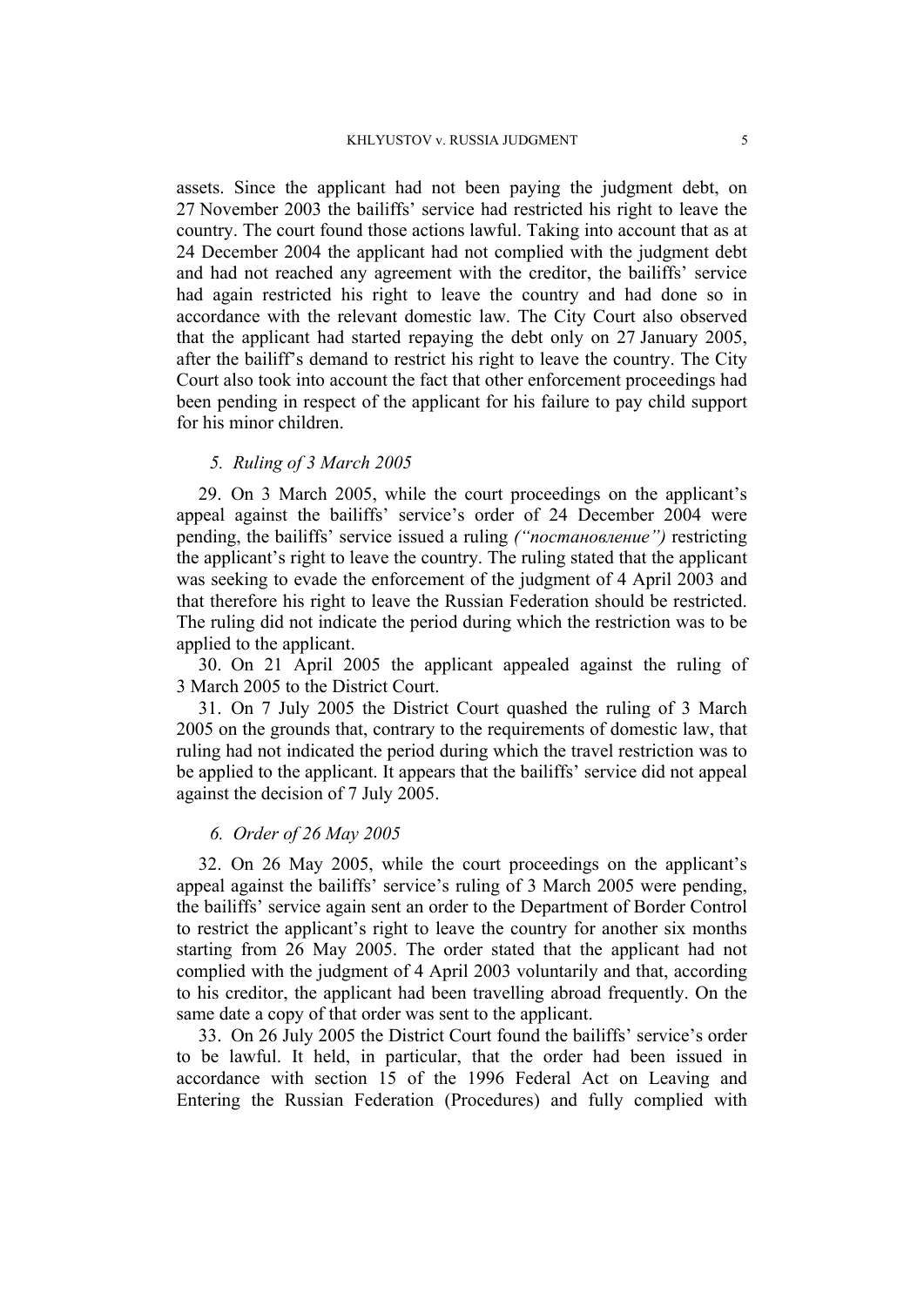assets. Since the applicant had not been paying the judgment debt, on 27 November 2003 the bailiffs' service had restricted his right to leave the country. The court found those actions lawful. Taking into account that as at 24 December 2004 the applicant had not complied with the judgment debt and had not reached any agreement with the creditor, the bailiffs' service had again restricted his right to leave the country and had done so in accordance with the relevant domestic law. The City Court also observed that the applicant had started repaying the debt only on 27 January 2005, after the bailiff's demand to restrict his right to leave the country. The City Court also took into account the fact that other enforcement proceedings had been pending in respect of the applicant for his failure to pay child support for his minor children.

### *5. Ruling of 3 March 2005*

29. On 3 March 2005, while the court proceedings on the applicant's appeal against the bailiffs' service's order of 24 December 2004 were pending, the bailiffs' service issued a ruling *("постановление")* restricting the applicant's right to leave the country. The ruling stated that the applicant was seeking to evade the enforcement of the judgment of 4 April 2003 and that therefore his right to leave the Russian Federation should be restricted. The ruling did not indicate the period during which the restriction was to be applied to the applicant.

30. On 21 April 2005 the applicant appealed against the ruling of 3 March 2005 to the District Court.

31. On 7 July 2005 the District Court quashed the ruling of 3 March 2005 on the grounds that, contrary to the requirements of domestic law, that ruling had not indicated the period during which the travel restriction was to be applied to the applicant. It appears that the bailiffs' service did not appeal against the decision of 7 July 2005.

### *6. Order of 26 May 2005*

32. On 26 May 2005, while the court proceedings on the applicant's appeal against the bailiffs' service's ruling of 3 March 2005 were pending, the bailiffs' service again sent an order to the Department of Border Control to restrict the applicant's right to leave the country for another six months starting from 26 May 2005. The order stated that the applicant had not complied with the judgment of 4 April 2003 voluntarily and that, according to his creditor, the applicant had been travelling abroad frequently. On the same date a copy of that order was sent to the applicant.

33. On 26 July 2005 the District Court found the bailiffs' service's order to be lawful. It held, in particular, that the order had been issued in accordance with section 15 of the 1996 Federal Act on Leaving and Entering the Russian Federation (Procedures) and fully complied with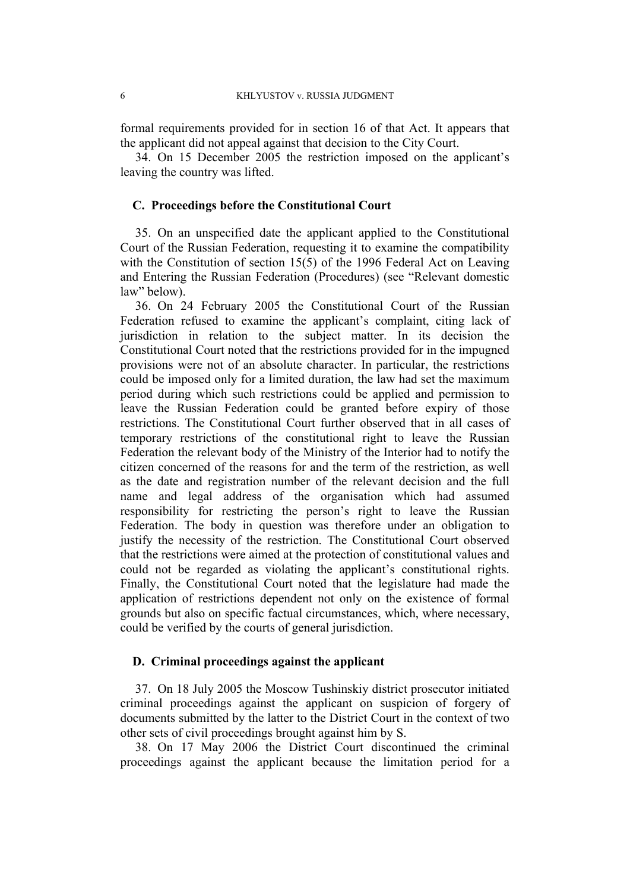formal requirements provided for in section 16 of that Act. It appears that the applicant did not appeal against that decision to the City Court.

34. On 15 December 2005 the restriction imposed on the applicant's leaving the country was lifted.

### C. Proceedings before the Constitutional Court

35. On an unspecified date the applicant applied to the Constitutional Court of the Russian Federation, requesting it to examine the compatibility with the Constitution of section 15(5) of the 1996 Federal Act on Leaving and Entering the Russian Federation (Procedures) (see "Relevant domestic law" below).

36. On 24 February 2005 the Constitutional Court of the Russian Federation refused to examine the applicant's complaint, citing lack of jurisdiction in relation to the subject matter. In its decision the Constitutional Court noted that the restrictions provided for in the impugned provisions were not of an absolute character. In particular, the restrictions could be imposed only for a limited duration, the law had set the maximum period during which such restrictions could be applied and permission to leave the Russian Federation could be granted before expiry of those restrictions. The Constitutional Court further observed that in all cases of temporary restrictions of the constitutional right to leave the Russian Federation the relevant body of the Ministry of the Interior had to notify the citizen concerned of the reasons for and the term of the restriction, as well as the date and registration number of the relevant decision and the full name and legal address of the organisation which had assumed responsibility for restricting the person's right to leave the Russian Federation. The body in question was therefore under an obligation to justify the necessity of the restriction. The Constitutional Court observed that the restrictions were aimed at the protection of constitutional values and could not be regarded as violating the applicant's constitutional rights. Finally, the Constitutional Court noted that the legislature had made the application of restrictions dependent not only on the existence of formal grounds but also on specific factual circumstances, which, where necessary, could be verified by the courts of general jurisdiction.

### D. Criminal proceedings against the applicant

37. On 18 July 2005 the Moscow Tushinskiy district prosecutor initiated criminal proceedings against the applicant on suspicion of forgery of documents submitted by the latter to the District Court in the context of two other sets of civil proceedings brought against him by S.

38. On 17 May 2006 the District Court discontinued the criminal proceedings against the applicant because the limitation period for a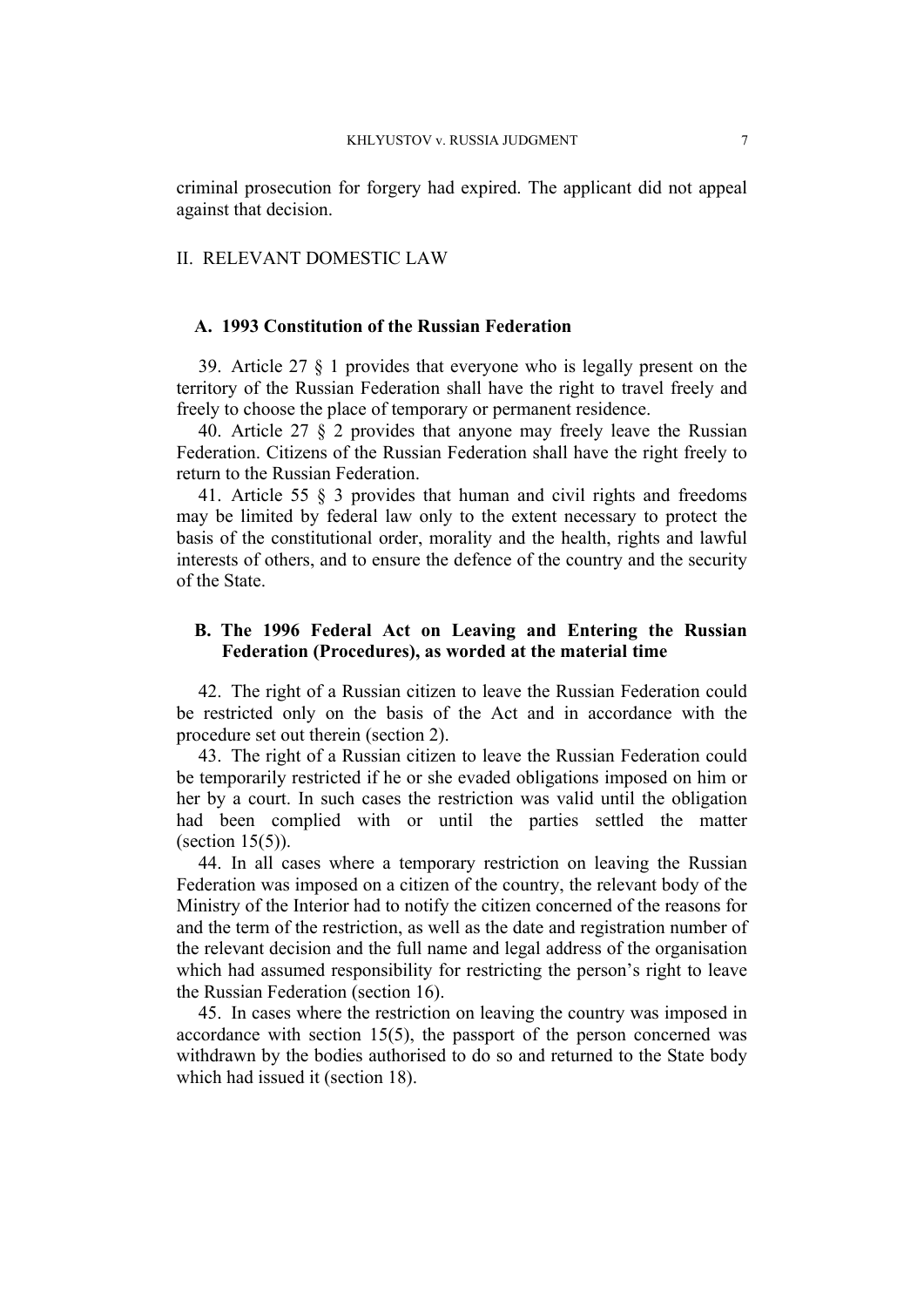criminal prosecution for forgery had expired. The applicant did not appeal against that decision.

## II. RELEVANT DOMESTIC LAW

### A. 1993 Constitution of the Russian Federation

39. Article 27 § 1 provides that everyone who is legally present on the territory of the Russian Federation shall have the right to travel freely and freely to choose the place of temporary or permanent residence.

40. Article 27 § 2 provides that anyone may freely leave the Russian Federation. Citizens of the Russian Federation shall have the right freely to return to the Russian Federation.

41. Article 55 § 3 provides that human and civil rights and freedoms may be limited by federal law only to the extent necessary to protect the basis of the constitutional order, morality and the health, rights and lawful interests of others, and to ensure the defence of the country and the security of the State.

### B. The 1996 Federal Act on Leaving and Entering the Russian Federation (Procedures), as worded at the material time

42. The right of a Russian citizen to leave the Russian Federation could be restricted only on the basis of the Act and in accordance with the procedure set out therein (section 2).

43. The right of a Russian citizen to leave the Russian Federation could be temporarily restricted if he or she evaded obligations imposed on him or her by a court. In such cases the restriction was valid until the obligation had been complied with or until the parties settled the matter (section 15(5)).

44. In all cases where a temporary restriction on leaving the Russian Federation was imposed on a citizen of the country, the relevant body of the Ministry of the Interior had to notify the citizen concerned of the reasons for and the term of the restriction, as well as the date and registration number of the relevant decision and the full name and legal address of the organisation which had assumed responsibility for restricting the person's right to leave the Russian Federation (section 16).

45. In cases where the restriction on leaving the country was imposed in accordance with section 15(5), the passport of the person concerned was withdrawn by the bodies authorised to do so and returned to the State body which had issued it (section 18).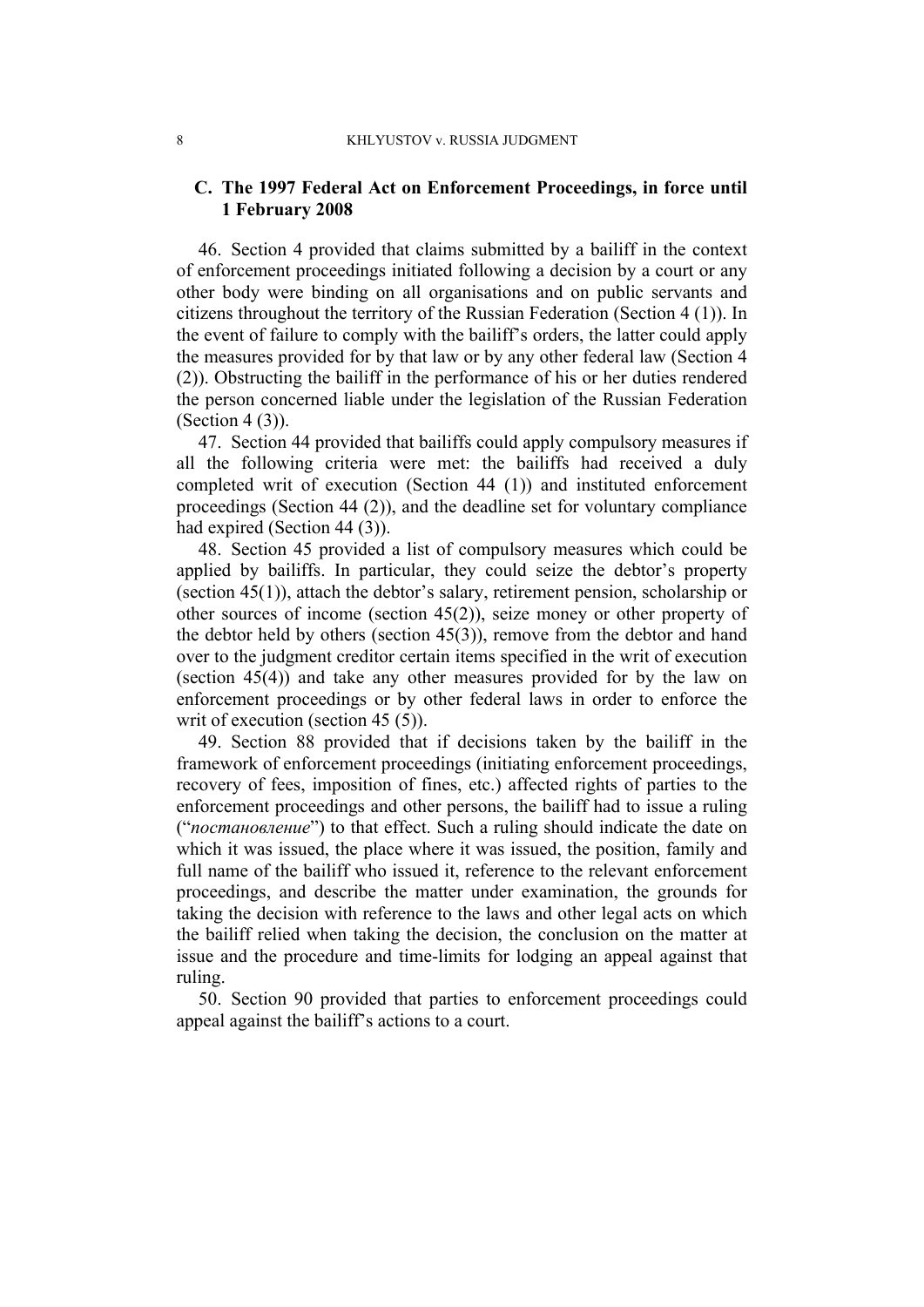### C. The 1997 Federal Act on Enforcement Proceedings, in force until 1 February 2008

46. Section 4 provided that claims submitted by a bailiff in the context of enforcement proceedings initiated following a decision by a court or any other body were binding on all organisations and on public servants and citizens throughout the territory of the Russian Federation (Section 4 (1)). In the event of failure to comply with the bailiff's orders, the latter could apply the measures provided for by that law or by any other federal law (Section 4 (2)). Obstructing the bailiff in the performance of his or her duties rendered the person concerned liable under the legislation of the Russian Federation (Section 4 (3)).

47. Section 44 provided that bailiffs could apply compulsory measures if all the following criteria were met: the bailiffs had received a duly completed writ of execution (Section 44 (1)) and instituted enforcement proceedings (Section 44 (2)), and the deadline set for voluntary compliance had expired (Section 44 (3)).

48. Section 45 provided a list of compulsory measures which could be applied by bailiffs. In particular, they could seize the debtor's property (section 45(1)), attach the debtor's salary, retirement pension, scholarship or other sources of income (section 45(2)), seize money or other property of the debtor held by others (section 45(3)), remove from the debtor and hand over to the judgment creditor certain items specified in the writ of execution (section 45(4)) and take any other measures provided for by the law on enforcement proceedings or by other federal laws in order to enforce the writ of execution (section 45 (5)).

49. Section 88 provided that if decisions taken by the bailiff in the framework of enforcement proceedings (initiating enforcement proceedings, recovery of fees, imposition of fines, etc.) affected rights of parties to the enforcement proceedings and other persons, the bailiff had to issue a ruling ("*постановление*") to that effect. Such a ruling should indicate the date on which it was issued, the place where it was issued, the position, family and full name of the bailiff who issued it, reference to the relevant enforcement proceedings, and describe the matter under examination, the grounds for taking the decision with reference to the laws and other legal acts on which the bailiff relied when taking the decision, the conclusion on the matter at issue and the procedure and time-limits for lodging an appeal against that ruling.

50. Section 90 provided that parties to enforcement proceedings could appeal against the bailiff's actions to a court.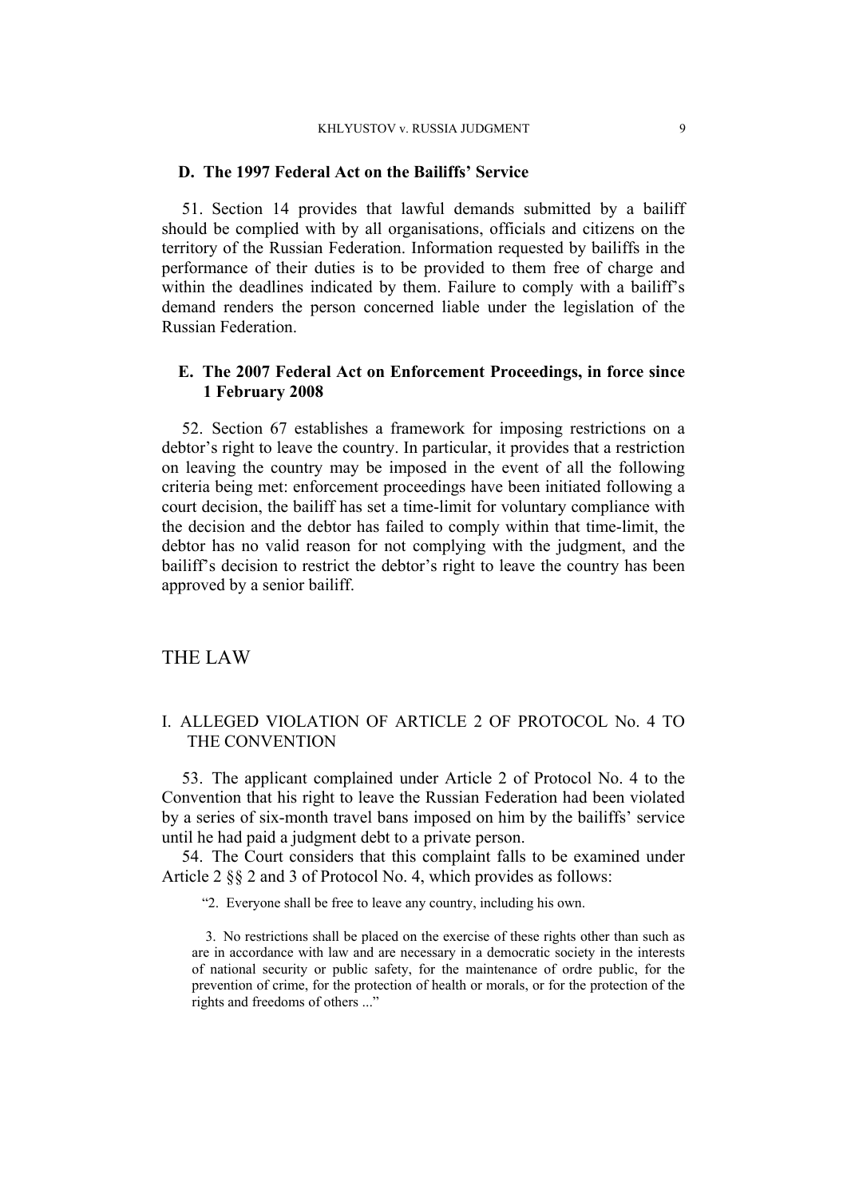### D. The 1997 Federal Act on the Bailiffs' Service

51. Section 14 provides that lawful demands submitted by a bailiff should be complied with by all organisations, officials and citizens on the territory of the Russian Federation. Information requested by bailiffs in the performance of their duties is to be provided to them free of charge and within the deadlines indicated by them. Failure to comply with a bailiff's demand renders the person concerned liable under the legislation of the Russian Federation.

### E. The 2007 Federal Act on Enforcement Proceedings, in force since 1 February 2008

52. Section 67 establishes a framework for imposing restrictions on a debtor's right to leave the country. In particular, it provides that a restriction on leaving the country may be imposed in the event of all the following criteria being met: enforcement proceedings have been initiated following a court decision, the bailiff has set a time-limit for voluntary compliance with the decision and the debtor has failed to comply within that time-limit, the debtor has no valid reason for not complying with the judgment, and the bailiff's decision to restrict the debtor's right to leave the country has been approved by a senior bailiff.

# THE LAW

## I. ALLEGED VIOLATION OF ARTICLE 2 OF PROTOCOL No. 4 TO THE CONVENTION

53. The applicant complained under Article 2 of Protocol No. 4 to the Convention that his right to leave the Russian Federation had been violated by a series of six-month travel bans imposed on him by the bailiffs' service until he had paid a judgment debt to a private person.

54. The Court considers that this complaint falls to be examined under Article 2 §§ 2 and 3 of Protocol No. 4, which provides as follows:

> "2. Everyone shall be free to leave any country, including his own.
>
> 3. No restrictions shall be placed on the exercise of these rights other than such as are in accordance with law and are necessary in a democratic society in the interests of national security or public safety, for the maintenance of ordre public, for the prevention of crime, for the protection of health or morals, or for the protection of the rights and freedoms of others ..."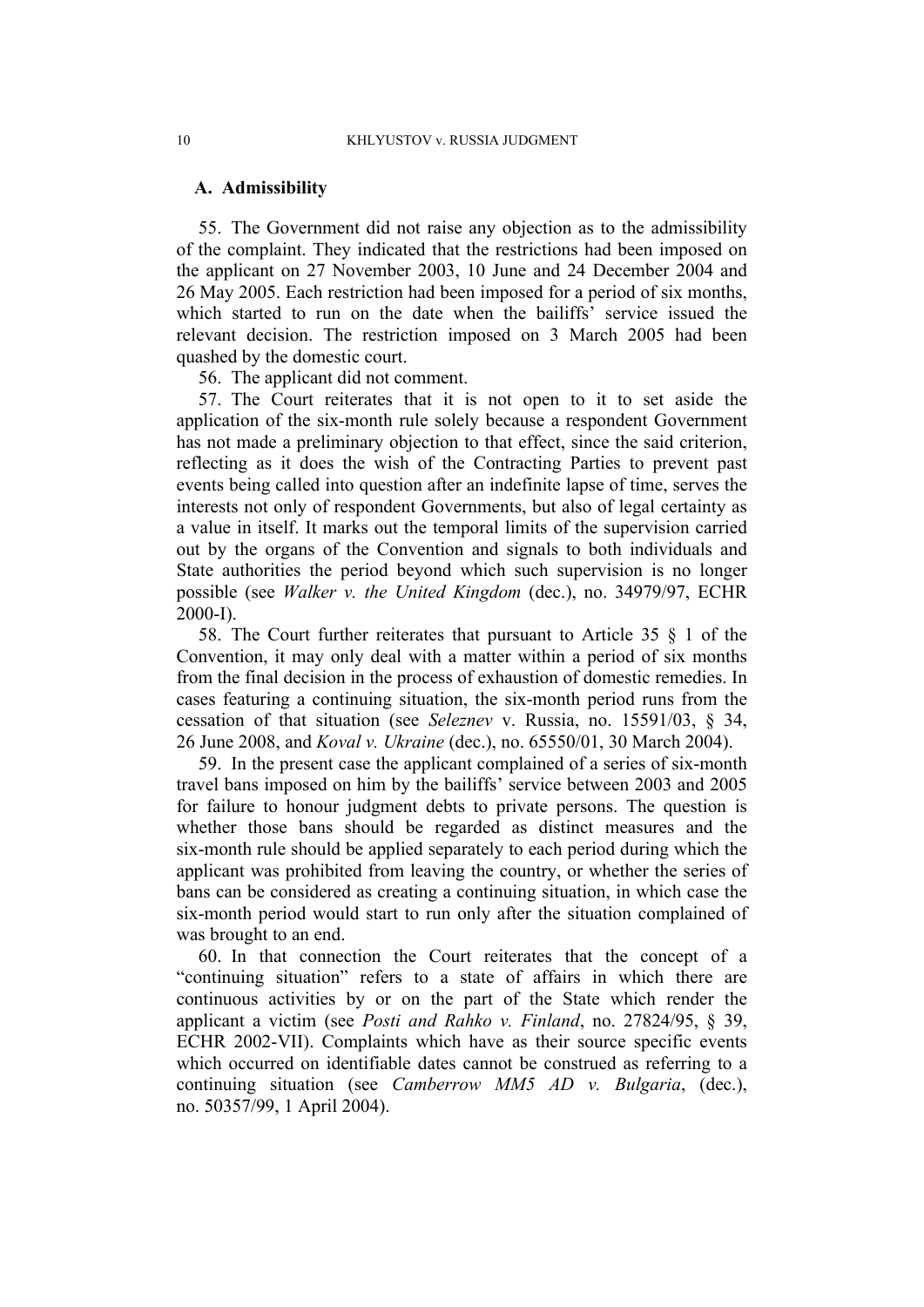## A. Admissibility

55. The Government did not raise any objection as to the admissibility of the complaint. They indicated that the restrictions had been imposed on the applicant on 27 November 2003, 10 June and 24 December 2004 and 26 May 2005. Each restriction had been imposed for a period of six months, which started to run on the date when the bailiffs' service issued the relevant decision. The restriction imposed on 3 March 2005 had been quashed by the domestic court.

56. The applicant did not comment.

57. The Court reiterates that it is not open to it to set aside the application of the six-month rule solely because a respondent Government has not made a preliminary objection to that effect, since the said criterion, reflecting as it does the wish of the Contracting Parties to prevent past events being called into question after an indefinite lapse of time, serves the interests not only of respondent Governments, but also of legal certainty as a value in itself. It marks out the temporal limits of the supervision carried out by the organs of the Convention and signals to both individuals and State authorities the period beyond which such supervision is no longer possible (see *Walker v. the United Kingdom* (dec.), no. 34979/97, ECHR 2000-I).

58. The Court further reiterates that pursuant to Article 35 § 1 of the Convention, it may only deal with a matter within a period of six months from the final decision in the process of exhaustion of domestic remedies. In cases featuring a continuing situation, the six-month period runs from the cessation of that situation (see *Seleznev* v. Russia, no. 15591/03, § 34, 26 June 2008, and *Koval v. Ukraine* (dec.), no. 65550/01, 30 March 2004).

59. In the present case the applicant complained of a series of six-month travel bans imposed on him by the bailiffs' service between 2003 and 2005 for failure to honour judgment debts to private persons. The question is whether those bans should be regarded as distinct measures and the six-month rule should be applied separately to each period during which the applicant was prohibited from leaving the country, or whether the series of bans can be considered as creating a continuing situation, in which case the six-month period would start to run only after the situation complained of was brought to an end.

60. In that connection the Court reiterates that the concept of a "continuing situation" refers to a state of affairs in which there are continuous activities by or on the part of the State which render the applicant a victim (see *Posti and Rahko v. Finland*, no. 27824/95, § 39, ECHR 2002-VII). Complaints which have as their source specific events which occurred on identifiable dates cannot be construed as referring to a continuing situation (see *Camberrow MM5 AD v. Bulgaria*, (dec.), no. 50357/99, 1 April 2004).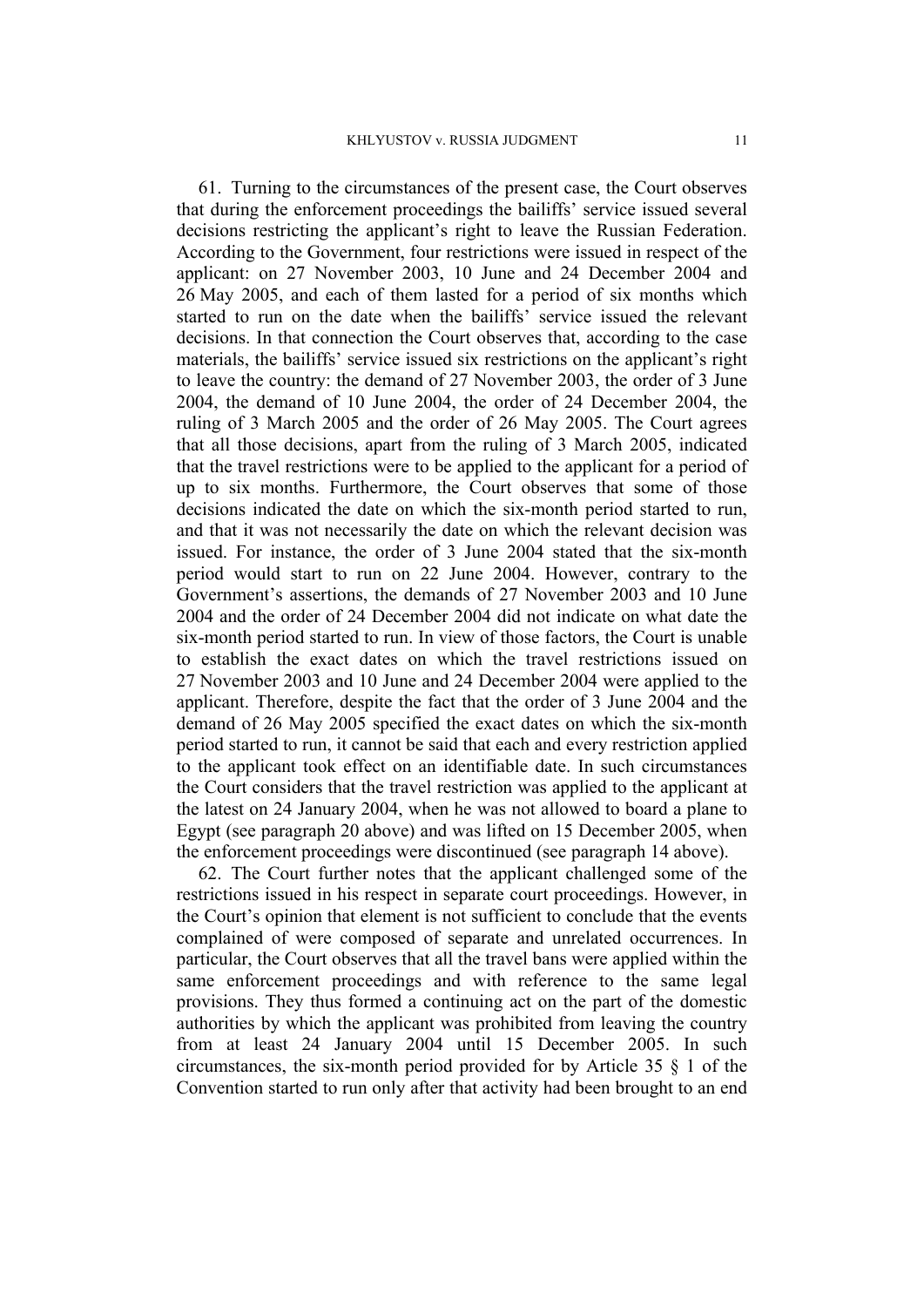61. Turning to the circumstances of the present case, the Court observes that during the enforcement proceedings the bailiffs' service issued several decisions restricting the applicant's right to leave the Russian Federation. According to the Government, four restrictions were issued in respect of the applicant: on 27 November 2003, 10 June and 24 December 2004 and 26 May 2005, and each of them lasted for a period of six months which started to run on the date when the bailiffs' service issued the relevant decisions. In that connection the Court observes that, according to the case materials, the bailiffs' service issued six restrictions on the applicant's right to leave the country: the demand of 27 November 2003, the order of 3 June 2004, the demand of 10 June 2004, the order of 24 December 2004, the ruling of 3 March 2005 and the order of 26 May 2005. The Court agrees that all those decisions, apart from the ruling of 3 March 2005, indicated that the travel restrictions were to be applied to the applicant for a period of up to six months. Furthermore, the Court observes that some of those decisions indicated the date on which the six-month period started to run, and that it was not necessarily the date on which the relevant decision was issued. For instance, the order of 3 June 2004 stated that the six-month period would start to run on 22 June 2004. However, contrary to the Government's assertions, the demands of 27 November 2003 and 10 June 2004 and the order of 24 December 2004 did not indicate on what date the six-month period started to run. In view of those factors, the Court is unable to establish the exact dates on which the travel restrictions issued on 27 November 2003 and 10 June and 24 December 2004 were applied to the applicant. Therefore, despite the fact that the order of 3 June 2004 and the demand of 26 May 2005 specified the exact dates on which the six-month period started to run, it cannot be said that each and every restriction applied to the applicant took effect on an identifiable date. In such circumstances the Court considers that the travel restriction was applied to the applicant at the latest on 24 January 2004, when he was not allowed to board a plane to Egypt (see paragraph 20 above) and was lifted on 15 December 2005, when the enforcement proceedings were discontinued (see paragraph 14 above).

62. The Court further notes that the applicant challenged some of the restrictions issued in his respect in separate court proceedings. However, in the Court's opinion that element is not sufficient to conclude that the events complained of were composed of separate and unrelated occurrences. In particular, the Court observes that all the travel bans were applied within the same enforcement proceedings and with reference to the same legal provisions. They thus formed a continuing act on the part of the domestic authorities by which the applicant was prohibited from leaving the country from at least 24 January 2004 until 15 December 2005. In such circumstances, the six-month period provided for by Article 35 § 1 of the Convention started to run only after that activity had been brought to an end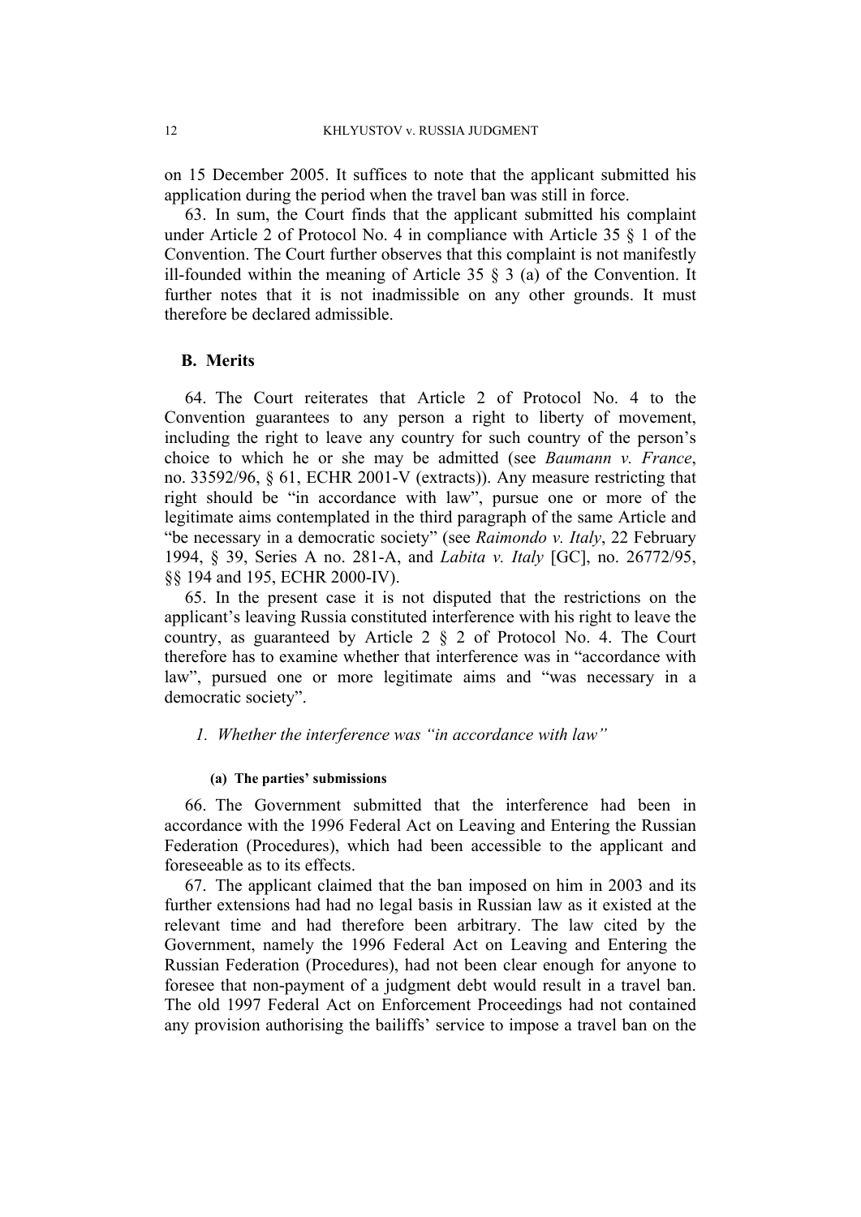on 15 December 2005. It suffices to note that the applicant submitted his application during the period when the travel ban was still in force.

63. In sum, the Court finds that the applicant submitted his complaint under Article 2 of Protocol No. 4 in compliance with Article 35 § 1 of the Convention. The Court further observes that this complaint is not manifestly ill-founded within the meaning of Article 35 § 3 (a) of the Convention. It further notes that it is not inadmissible on any other grounds. It must therefore be declared admissible.

## B. Merits

64. The Court reiterates that Article 2 of Protocol No. 4 to the Convention guarantees to any person a right to liberty of movement, including the right to leave any country for such country of the person's choice to which he or she may be admitted (see *Baumann v. France*, no. 33592/96, § 61, ECHR 2001-V (extracts)). Any measure restricting that right should be "in accordance with law", pursue one or more of the legitimate aims contemplated in the third paragraph of the same Article and "be necessary in a democratic society" (see *Raimondo v. Italy*, 22 February 1994, § 39, Series A no. 281-A, and *Labita v. Italy* [GC], no. 26772/95, §§ 194 and 195, ECHR 2000-IV).

65. In the present case it is not disputed that the restrictions on the applicant's leaving Russia constituted interference with his right to leave the country, as guaranteed by Article 2 § 2 of Protocol No. 4. The Court therefore has to examine whether that interference was in "accordance with law", pursued one or more legitimate aims and "was necessary in a democratic society".

### *1. Whether the interference was "in accordance with law"*

#### (a) The parties' submissions

66. The Government submitted that the interference had been in accordance with the 1996 Federal Act on Leaving and Entering the Russian Federation (Procedures), which had been accessible to the applicant and foreseeable as to its effects.

67. The applicant claimed that the ban imposed on him in 2003 and its further extensions had had no legal basis in Russian law as it existed at the relevant time and had therefore been arbitrary. The law cited by the Government, namely the 1996 Federal Act on Leaving and Entering the Russian Federation (Procedures), had not been clear enough for anyone to foresee that non-payment of a judgment debt would result in a travel ban. The old 1997 Federal Act on Enforcement Proceedings had not contained any provision authorising the bailiffs' service to impose a travel ban on the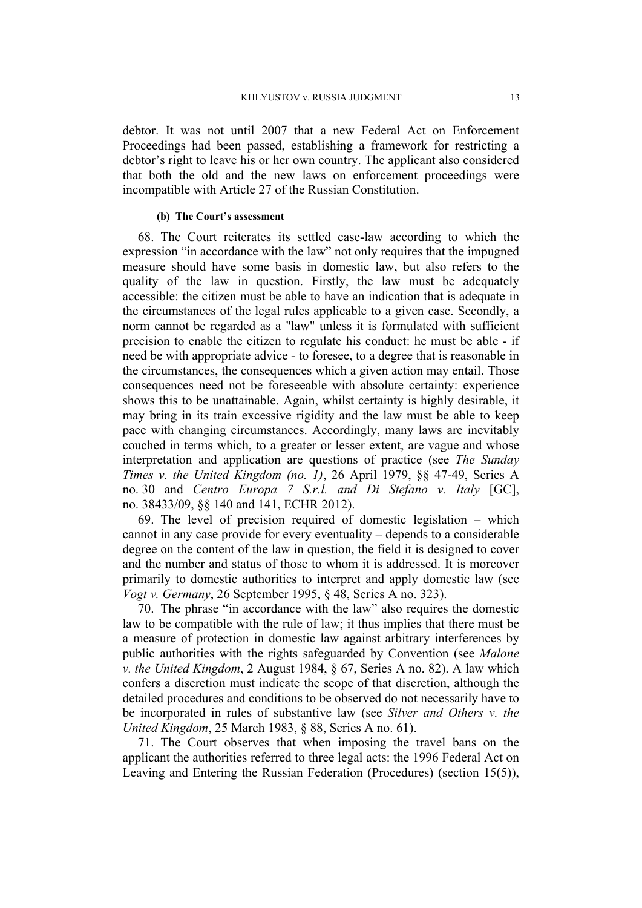debtor. It was not until 2007 that a new Federal Act on Enforcement Proceedings had been passed, establishing a framework for restricting a debtor's right to leave his or her own country. The applicant also considered that both the old and the new laws on enforcement proceedings were incompatible with Article 27 of the Russian Constitution.

#### (b) The Court's assessment

68. The Court reiterates its settled case-law according to which the expression "in accordance with the law" not only requires that the impugned measure should have some basis in domestic law, but also refers to the quality of the law in question. Firstly, the law must be adequately accessible: the citizen must be able to have an indication that is adequate in the circumstances of the legal rules applicable to a given case. Secondly, a norm cannot be regarded as a "law" unless it is formulated with sufficient precision to enable the citizen to regulate his conduct: he must be able - if need be with appropriate advice - to foresee, to a degree that is reasonable in the circumstances, the consequences which a given action may entail. Those consequences need not be foreseeable with absolute certainty: experience shows this to be unattainable. Again, whilst certainty is highly desirable, it may bring in its train excessive rigidity and the law must be able to keep pace with changing circumstances. Accordingly, many laws are inevitably couched in terms which, to a greater or lesser extent, are vague and whose interpretation and application are questions of practice (see *The Sunday Times v. the United Kingdom (no. 1)*, 26 April 1979, §§ 47-49, Series A no. 30 and *Centro Europa 7 S.r.l. and Di Stefano v. Italy* [GC], no. 38433/09, §§ 140 and 141, ECHR 2012).

69. The level of precision required of domestic legislation – which cannot in any case provide for every eventuality – depends to a considerable degree on the content of the law in question, the field it is designed to cover and the number and status of those to whom it is addressed. It is moreover primarily to domestic authorities to interpret and apply domestic law (see *Vogt v. Germany*, 26 September 1995, § 48, Series A no. 323).

70. The phrase "in accordance with the law" also requires the domestic law to be compatible with the rule of law; it thus implies that there must be a measure of protection in domestic law against arbitrary interferences by public authorities with the rights safeguarded by Convention (see *Malone v. the United Kingdom*, 2 August 1984, § 67, Series A no. 82). A law which confers a discretion must indicate the scope of that discretion, although the detailed procedures and conditions to be observed do not necessarily have to be incorporated in rules of substantive law (see *Silver and Others v. the United Kingdom*, 25 March 1983, § 88, Series A no. 61).

71. The Court observes that when imposing the travel bans on the applicant the authorities referred to three legal acts: the 1996 Federal Act on Leaving and Entering the Russian Federation (Procedures) (section 15(5)),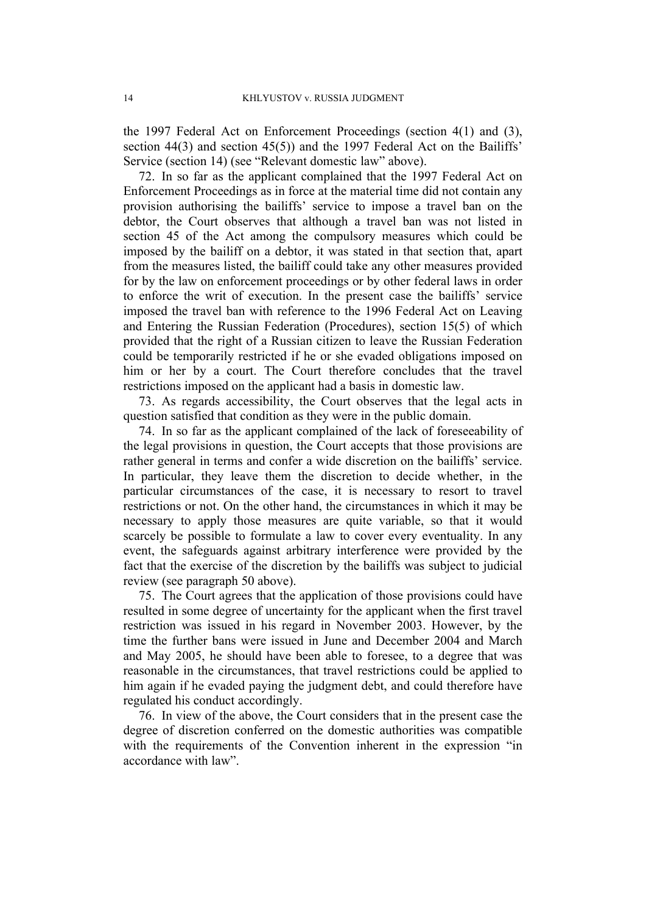the 1997 Federal Act on Enforcement Proceedings (section 4(1) and (3), section 44(3) and section 45(5)) and the 1997 Federal Act on the Bailiffs' Service (section 14) (see "Relevant domestic law" above).

72. In so far as the applicant complained that the 1997 Federal Act on Enforcement Proceedings as in force at the material time did not contain any provision authorising the bailiffs' service to impose a travel ban on the debtor, the Court observes that although a travel ban was not listed in section 45 of the Act among the compulsory measures which could be imposed by the bailiff on a debtor, it was stated in that section that, apart from the measures listed, the bailiff could take any other measures provided for by the law on enforcement proceedings or by other federal laws in order to enforce the writ of execution. In the present case the bailiffs' service imposed the travel ban with reference to the 1996 Federal Act on Leaving and Entering the Russian Federation (Procedures), section 15(5) of which provided that the right of a Russian citizen to leave the Russian Federation could be temporarily restricted if he or she evaded obligations imposed on him or her by a court. The Court therefore concludes that the travel restrictions imposed on the applicant had a basis in domestic law.

73. As regards accessibility, the Court observes that the legal acts in question satisfied that condition as they were in the public domain.

74. In so far as the applicant complained of the lack of foreseeability of the legal provisions in question, the Court accepts that those provisions are rather general in terms and confer a wide discretion on the bailiffs' service. In particular, they leave them the discretion to decide whether, in the particular circumstances of the case, it is necessary to resort to travel restrictions or not. On the other hand, the circumstances in which it may be necessary to apply those measures are quite variable, so that it would scarcely be possible to formulate a law to cover every eventuality. In any event, the safeguards against arbitrary interference were provided by the fact that the exercise of the discretion by the bailiffs was subject to judicial review (see paragraph 50 above).

75. The Court agrees that the application of those provisions could have resulted in some degree of uncertainty for the applicant when the first travel restriction was issued in his regard in November 2003. However, by the time the further bans were issued in June and December 2004 and March and May 2005, he should have been able to foresee, to a degree that was reasonable in the circumstances, that travel restrictions could be applied to him again if he evaded paying the judgment debt, and could therefore have regulated his conduct accordingly.

76. In view of the above, the Court considers that in the present case the degree of discretion conferred on the domestic authorities was compatible with the requirements of the Convention inherent in the expression "in accordance with law".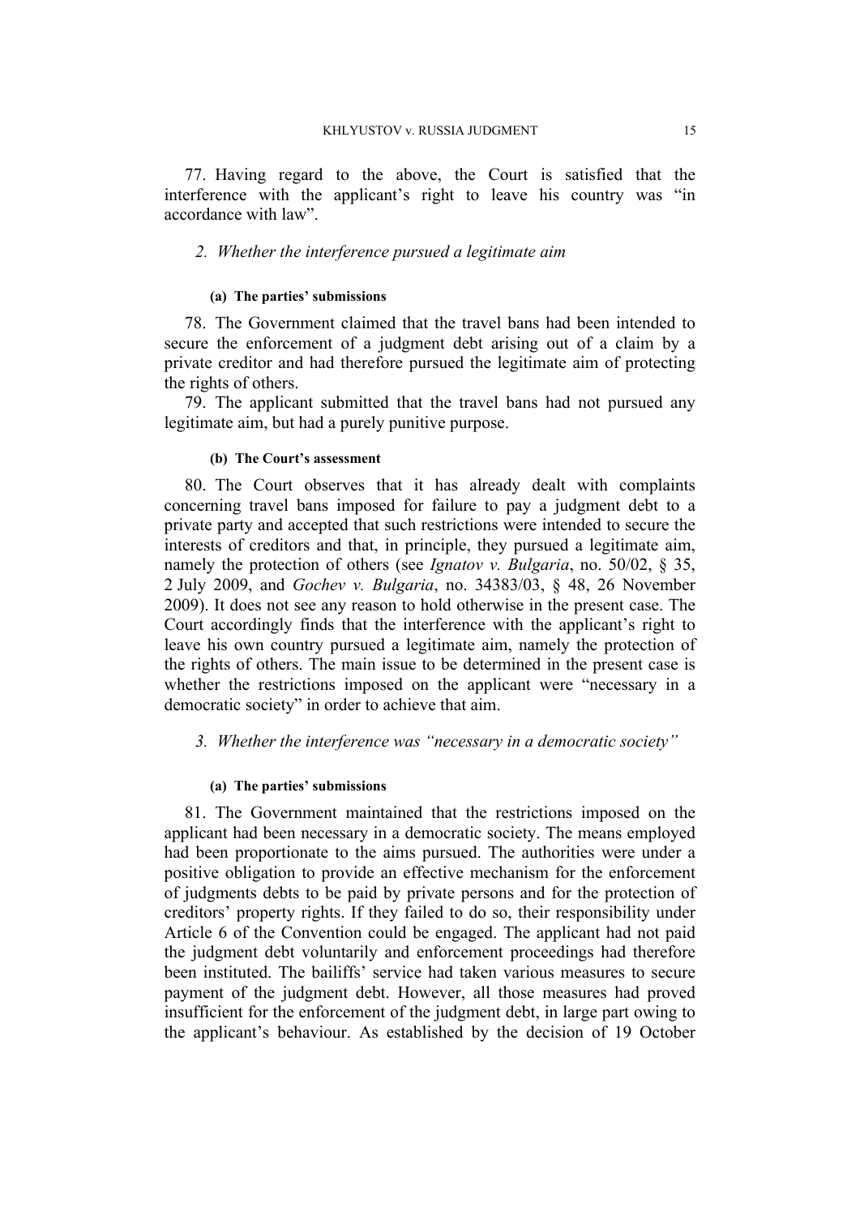77. Having regard to the above, the Court is satisfied that the interference with the applicant's right to leave his country was "in accordance with law".

### *2. Whether the interference pursued a legitimate aim*

#### (a) The parties' submissions

78. The Government claimed that the travel bans had been intended to secure the enforcement of a judgment debt arising out of a claim by a private creditor and had therefore pursued the legitimate aim of protecting the rights of others.

79. The applicant submitted that the travel bans had not pursued any legitimate aim, but had a purely punitive purpose.

#### (b) The Court's assessment

80. The Court observes that it has already dealt with complaints concerning travel bans imposed for failure to pay a judgment debt to a private party and accepted that such restrictions were intended to secure the interests of creditors and that, in principle, they pursued a legitimate aim, namely the protection of others (see *Ignatov v. Bulgaria*, no. 50/02, § 35, 2 July 2009, and *Gochev v. Bulgaria*, no. 34383/03, § 48, 26 November 2009). It does not see any reason to hold otherwise in the present case. The Court accordingly finds that the interference with the applicant's right to leave his own country pursued a legitimate aim, namely the protection of the rights of others. The main issue to be determined in the present case is whether the restrictions imposed on the applicant were "necessary in a democratic society" in order to achieve that aim.

### *3. Whether the interference was "necessary in a democratic society"*

#### (a) The parties' submissions

81. The Government maintained that the restrictions imposed on the applicant had been necessary in a democratic society. The means employed had been proportionate to the aims pursued. The authorities were under a positive obligation to provide an effective mechanism for the enforcement of judgments debts to be paid by private persons and for the protection of creditors' property rights. If they failed to do so, their responsibility under Article 6 of the Convention could be engaged. The applicant had not paid the judgment debt voluntarily and enforcement proceedings had therefore been instituted. The bailiffs' service had taken various measures to secure payment of the judgment debt. However, all those measures had proved insufficient for the enforcement of the judgment debt, in large part owing to the applicant's behaviour. As established by the decision of 19 October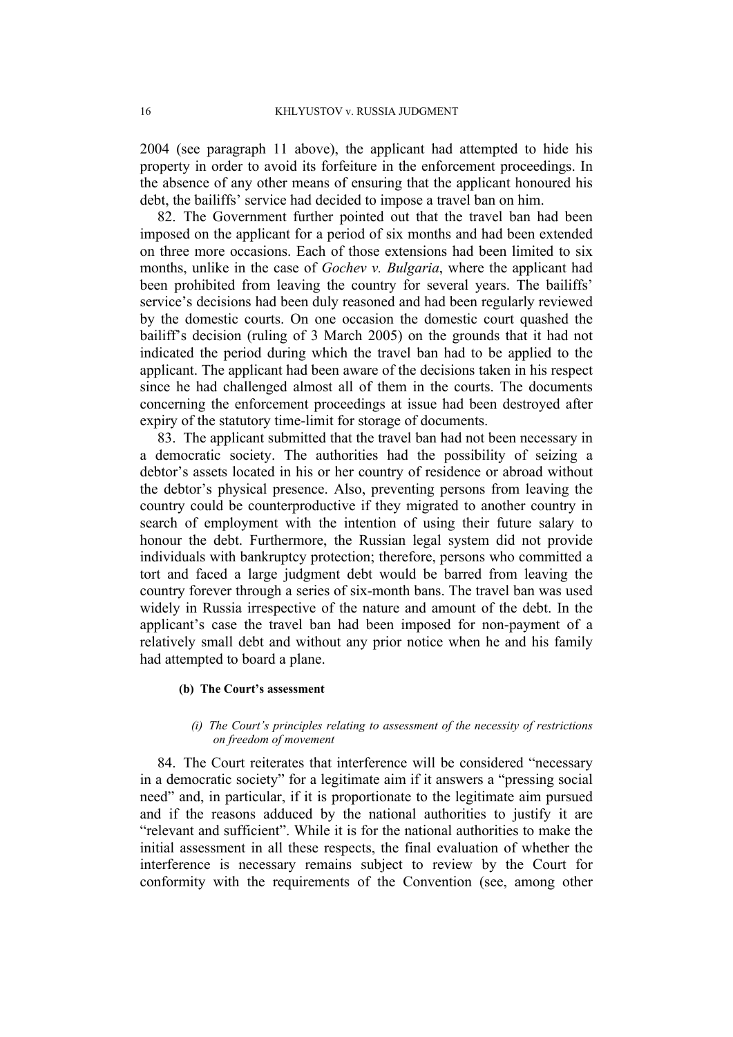2004 (see paragraph 11 above), the applicant had attempted to hide his property in order to avoid its forfeiture in the enforcement proceedings. In the absence of any other means of ensuring that the applicant honoured his debt, the bailiffs' service had decided to impose a travel ban on him.

82. The Government further pointed out that the travel ban had been imposed on the applicant for a period of six months and had been extended on three more occasions. Each of those extensions had been limited to six months, unlike in the case of *Gochev v. Bulgaria*, where the applicant had been prohibited from leaving the country for several years. The bailiffs' service's decisions had been duly reasoned and had been regularly reviewed by the domestic courts. On one occasion the domestic court quashed the bailiff's decision (ruling of 3 March 2005) on the grounds that it had not indicated the period during which the travel ban had to be applied to the applicant. The applicant had been aware of the decisions taken in his respect since he had challenged almost all of them in the courts. The documents concerning the enforcement proceedings at issue had been destroyed after expiry of the statutory time-limit for storage of documents.

83. The applicant submitted that the travel ban had not been necessary in a democratic society. The authorities had the possibility of seizing a debtor's assets located in his or her country of residence or abroad without the debtor's physical presence. Also, preventing persons from leaving the country could be counterproductive if they migrated to another country in search of employment with the intention of using their future salary to honour the debt. Furthermore, the Russian legal system did not provide individuals with bankruptcy protection; therefore, persons who committed a tort and faced a large judgment debt would be barred from leaving the country forever through a series of six-month bans. The travel ban was used widely in Russia irrespective of the nature and amount of the debt. In the applicant's case the travel ban had been imposed for non-payment of a relatively small debt and without any prior notice when he and his family had attempted to board a plane.

#### (b) The Court's assessment

##### *(i) The Court's principles relating to assessment of the necessity of restrictions on freedom of movement*

84. The Court reiterates that interference will be considered "necessary in a democratic society" for a legitimate aim if it answers a "pressing social need" and, in particular, if it is proportionate to the legitimate aim pursued and if the reasons adduced by the national authorities to justify it are "relevant and sufficient". While it is for the national authorities to make the initial assessment in all these respects, the final evaluation of whether the interference is necessary remains subject to review by the Court for conformity with the requirements of the Convention (see, among other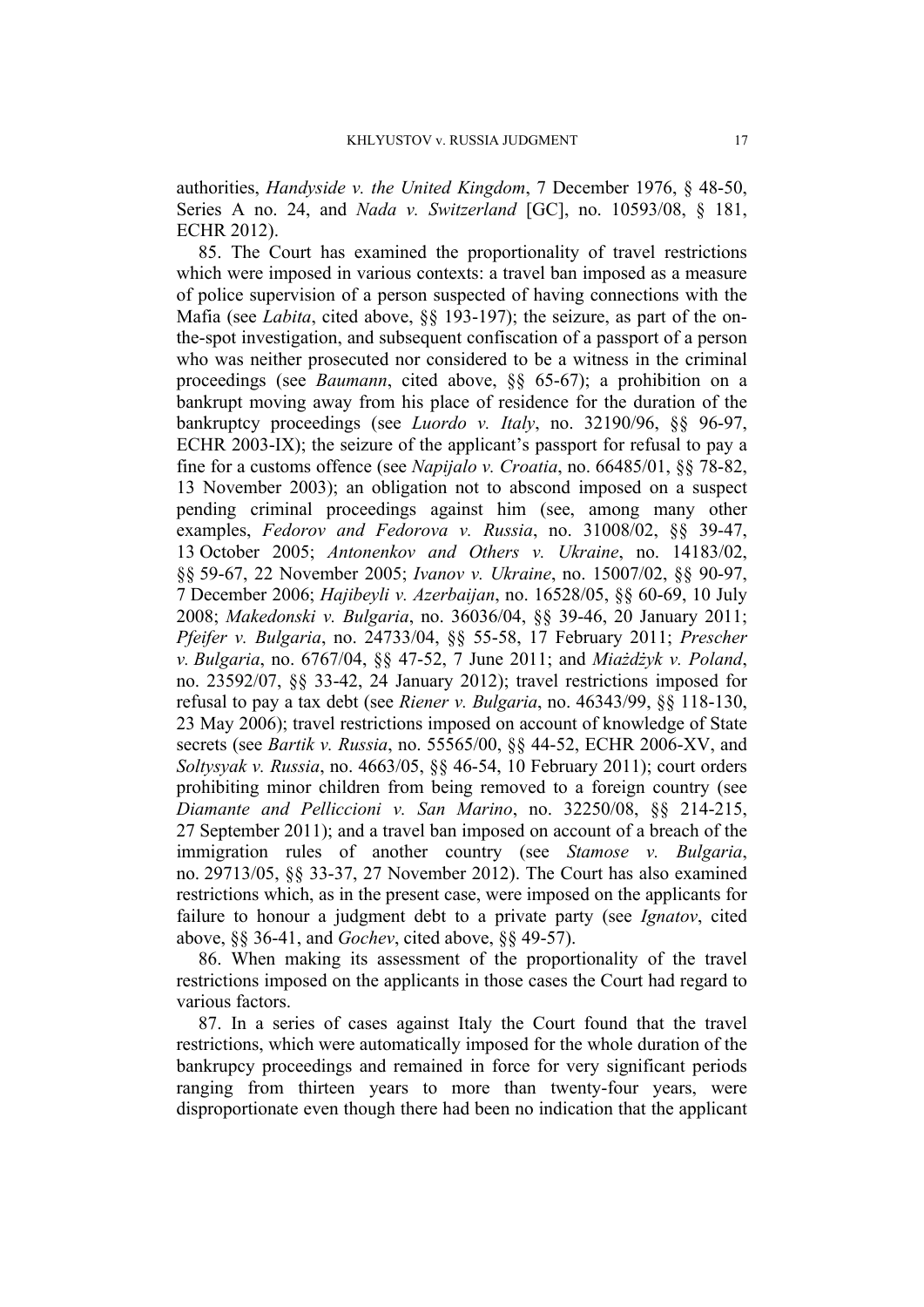authorities, *Handyside v. the United Kingdom*, 7 December 1976, § 48-50, Series A no. 24, and *Nada v. Switzerland* [GC], no. 10593/08, § 181, ECHR 2012).

85. The Court has examined the proportionality of travel restrictions which were imposed in various contexts: a travel ban imposed as a measure of police supervision of a person suspected of having connections with the Mafia (see *Labita*, cited above, §§ 193-197); the seizure, as part of the on-the-spot investigation, and subsequent confiscation of a passport of a person who was neither prosecuted nor considered to be a witness in the criminal proceedings (see *Baumann*, cited above, §§ 65-67); a prohibition on a bankrupt moving away from his place of residence for the duration of the bankruptcy proceedings (see *Luordo v. Italy*, no. 32190/96, §§ 96-97, ECHR 2003-IX); the seizure of the applicant's passport for refusal to pay a fine for a customs offence (see *Napijalo v. Croatia*, no. 66485/01, §§ 78-82, 13 November 2003); an obligation not to abscond imposed on a suspect pending criminal proceedings against him (see, among many other examples, *Fedorov and Fedorova v. Russia*, no. 31008/02, §§ 39-47, 13 October 2005; *Antonenkov and Others v. Ukraine*, no. 14183/02, §§ 59-67, 22 November 2005; *Ivanov v. Ukraine*, no. 15007/02, §§ 90-97, 7 December 2006; *Hajibeyli v. Azerbaijan*, no. 16528/05, §§ 60-69, 10 July 2008; *Makedonski v. Bulgaria*, no. 36036/04, §§ 39-46, 20 January 2011; *Pfeifer v. Bulgaria*, no. 24733/04, §§ 55-58, 17 February 2011; *Prescher v. Bulgaria*, no. 6767/04, §§ 47-52, 7 June 2011; and *Miażdżyk v. Poland*, no. 23592/07, §§ 33-42, 24 January 2012); travel restrictions imposed for refusal to pay a tax debt (see *Riener v. Bulgaria*, no. 46343/99, §§ 118-130, 23 May 2006); travel restrictions imposed on account of knowledge of State secrets (see *Bartik v. Russia*, no. 55565/00, §§ 44-52, ECHR 2006-XV, and *Soltysyak v. Russia*, no. 4663/05, §§ 46-54, 10 February 2011); court orders prohibiting minor children from being removed to a foreign country (see *Diamante and Pelliccioni v. San Marino*, no. 32250/08, §§ 214-215, 27 September 2011); and a travel ban imposed on account of a breach of the immigration rules of another country (see *Stamose v. Bulgaria*, no. 29713/05, §§ 33-37, 27 November 2012). The Court has also examined restrictions which, as in the present case, were imposed on the applicants for failure to honour a judgment debt to a private party (see *Ignatov*, cited above, §§ 36-41, and *Gochev*, cited above, §§ 49-57).

86. When making its assessment of the proportionality of the travel restrictions imposed on the applicants in those cases the Court had regard to various factors.

87. In a series of cases against Italy the Court found that the travel restrictions, which were automatically imposed for the whole duration of the bankrupcy proceedings and remained in force for very significant periods ranging from thirteen years to more than twenty-four years, were disproportionate even though there had been no indication that the applicant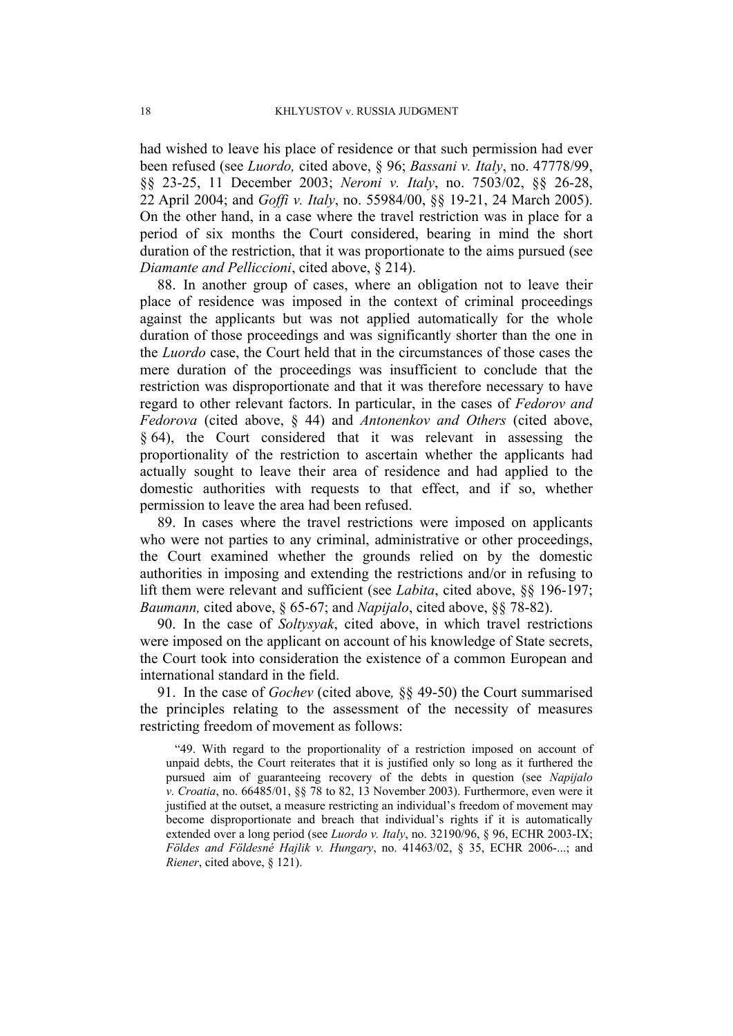had wished to leave his place of residence or that such permission had ever been refused (see *Luordo,* cited above, § 96; *Bassani v. Italy*, no. 47778/99, §§ 23-25, 11 December 2003; *Neroni v. Italy*, no. 7503/02, §§ 26-28, 22 April 2004; and *Goffi v. Italy*, no. 55984/00, §§ 19-21, 24 March 2005). On the other hand, in a case where the travel restriction was in place for a period of six months the Court considered, bearing in mind the short duration of the restriction, that it was proportionate to the aims pursued (see *Diamante and Pelliccioni*, cited above, § 214).

88. In another group of cases, where an obligation not to leave their place of residence was imposed in the context of criminal proceedings against the applicants but was not applied automatically for the whole duration of those proceedings and was significantly shorter than the one in the *Luordo* case, the Court held that in the circumstances of those cases the mere duration of the proceedings was insufficient to conclude that the restriction was disproportionate and that it was therefore necessary to have regard to other relevant factors. In particular, in the cases of *Fedorov and Fedorova* (cited above, § 44) and *Antonenkov and Others* (cited above, § 64), the Court considered that it was relevant in assessing the proportionality of the restriction to ascertain whether the applicants had actually sought to leave their area of residence and had applied to the domestic authorities with requests to that effect, and if so, whether permission to leave the area had been refused.

89. In cases where the travel restrictions were imposed on applicants who were not parties to any criminal, administrative or other proceedings, the Court examined whether the grounds relied on by the domestic authorities in imposing and extending the restrictions and/or in refusing to lift them were relevant and sufficient (see *Labita*, cited above, §§ 196-197; *Baumann,* cited above, § 65-67; and *Napijalo*, cited above, §§ 78-82).

90. In the case of *Soltysyak*, cited above, in which travel restrictions were imposed on the applicant on account of his knowledge of State secrets, the Court took into consideration the existence of a common European and international standard in the field.

91. In the case of *Gochev* (cited above*,* §§ 49-50) the Court summarised the principles relating to the assessment of the necessity of measures restricting freedom of movement as follows:

> "49. With regard to the proportionality of a restriction imposed on account of unpaid debts, the Court reiterates that it is justified only so long as it furthered the pursued aim of guaranteeing recovery of the debts in question (see *Napijalo v. Croatia*, no. 66485/01, §§ 78 to 82, 13 November 2003). Furthermore, even were it justified at the outset, a measure restricting an individual's freedom of movement may become disproportionate and breach that individual's rights if it is automatically extended over a long period (see *Luordo v. Italy*, no. 32190/96, § 96, ECHR 2003-IX; *Földes and Földesné Hajlik v. Hungary*, no. 41463/02, § 35, ECHR 2006-...; and *Riener*, cited above, § 121).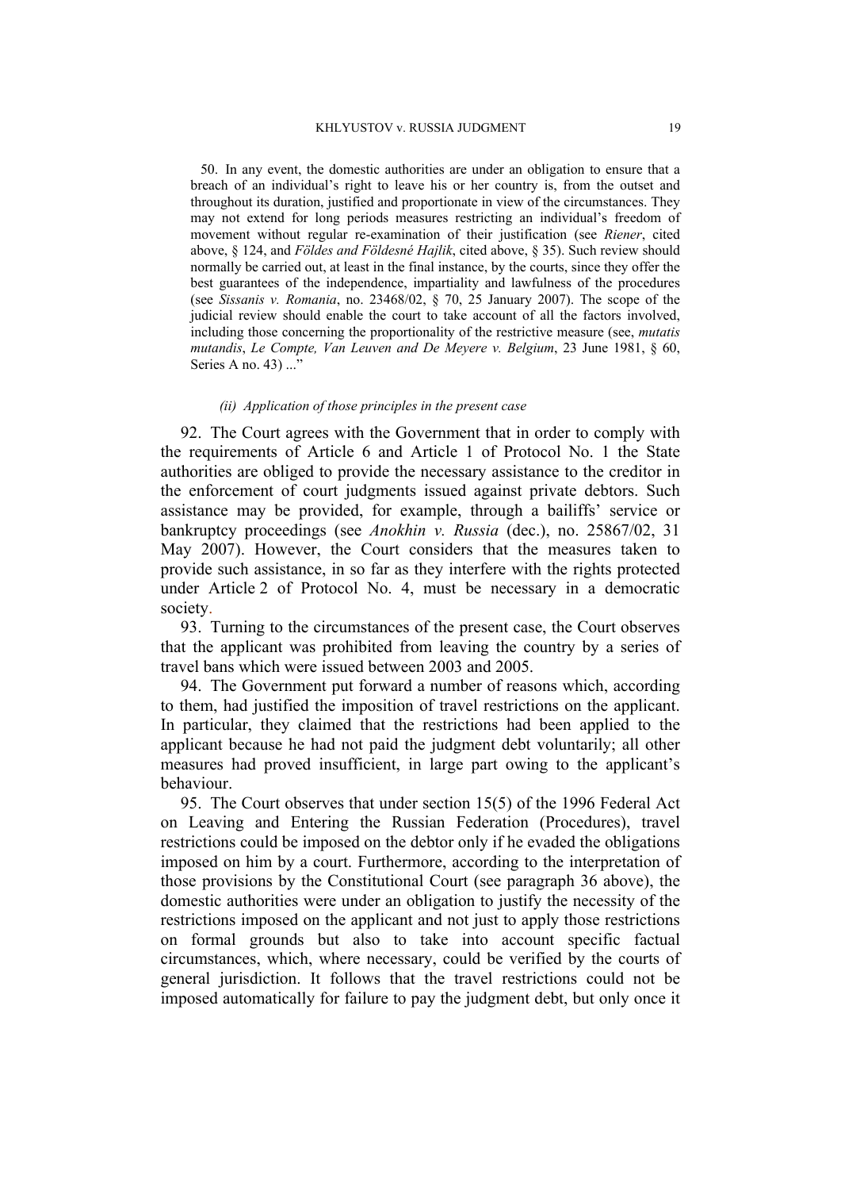50. In any event, the domestic authorities are under an obligation to ensure that a breach of an individual's right to leave his or her country is, from the outset and throughout its duration, justified and proportionate in view of the circumstances. They may not extend for long periods measures restricting an individual's freedom of movement without regular re-examination of their justification (see *Riener*, cited above, § 124, and *Földes and Földesné Hajlik*, cited above, § 35). Such review should normally be carried out, at least in the final instance, by the courts, since they offer the best guarantees of the independence, impartiality and lawfulness of the procedures (see *Sissanis v. Romania*, no. 23468/02, § 70, 25 January 2007). The scope of the judicial review should enable the court to take account of all the factors involved, including those concerning the proportionality of the restrictive measure (see, *mutatis mutandis*, *Le Compte, Van Leuven and De Meyere v. Belgium*, 23 June 1981, § 60, Series A no. 43) ..."

*(ii) Application of those principles in the present case*

92. The Court agrees with the Government that in order to comply with the requirements of Article 6 and Article 1 of Protocol No. 1 the State authorities are obliged to provide the necessary assistance to the creditor in the enforcement of court judgments issued against private debtors. Such assistance may be provided, for example, through a bailiffs' service or bankruptcy proceedings (see *Anokhin v. Russia* (dec.), no. 25867/02, 31 May 2007). However, the Court considers that the measures taken to provide such assistance, in so far as they interfere with the rights protected under Article 2 of Protocol No. 4, must be necessary in a democratic society.

93. Turning to the circumstances of the present case, the Court observes that the applicant was prohibited from leaving the country by a series of travel bans which were issued between 2003 and 2005.

94. The Government put forward a number of reasons which, according to them, had justified the imposition of travel restrictions on the applicant. In particular, they claimed that the restrictions had been applied to the applicant because he had not paid the judgment debt voluntarily; all other measures had proved insufficient, in large part owing to the applicant's behaviour.

95. The Court observes that under section 15(5) of the 1996 Federal Act on Leaving and Entering the Russian Federation (Procedures), travel restrictions could be imposed on the debtor only if he evaded the obligations imposed on him by a court. Furthermore, according to the interpretation of those provisions by the Constitutional Court (see paragraph 36 above), the domestic authorities were under an obligation to justify the necessity of the restrictions imposed on the applicant and not just to apply those restrictions on formal grounds but also to take into account specific factual circumstances, which, where necessary, could be verified by the courts of general jurisdiction. It follows that the travel restrictions could not be imposed automatically for failure to pay the judgment debt, but only once it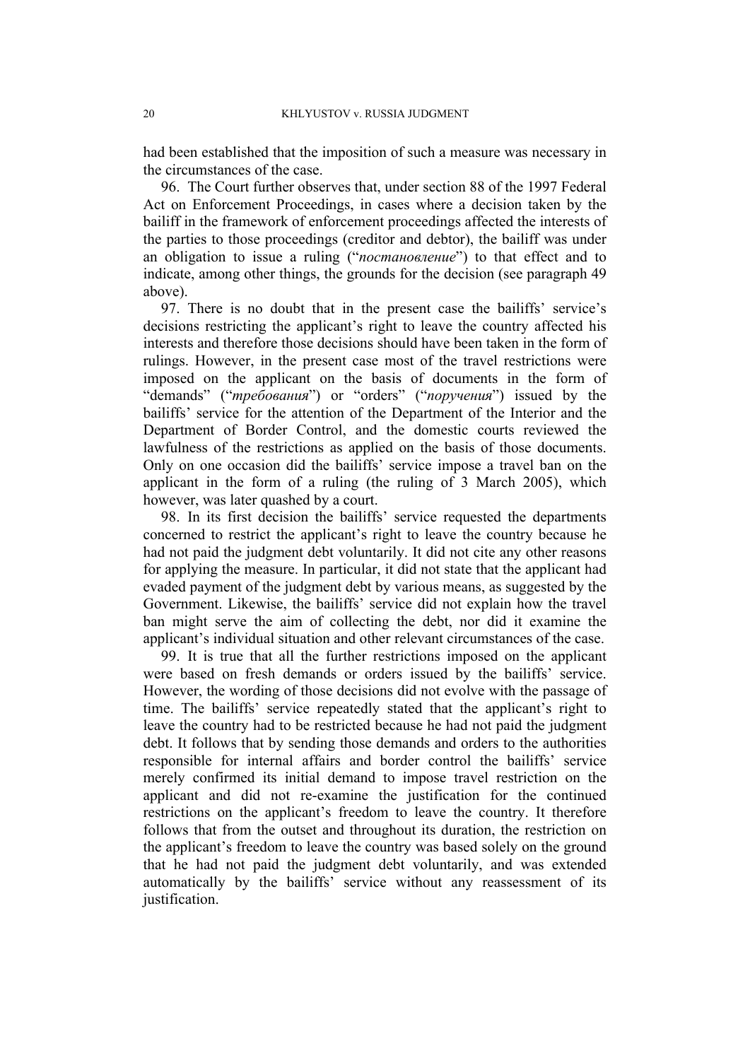had been established that the imposition of such a measure was necessary in the circumstances of the case.

96. The Court further observes that, under section 88 of the 1997 Federal Act on Enforcement Proceedings, in cases where a decision taken by the bailiff in the framework of enforcement proceedings affected the interests of the parties to those proceedings (creditor and debtor), the bailiff was under an obligation to issue a ruling ("*постановление*") to that effect and to indicate, among other things, the grounds for the decision (see paragraph 49 above).

97. There is no doubt that in the present case the bailiffs' service's decisions restricting the applicant's right to leave the country affected his interests and therefore those decisions should have been taken in the form of rulings. However, in the present case most of the travel restrictions were imposed on the applicant on the basis of documents in the form of "demands" ("*требования*") or "orders" ("*поручения*") issued by the bailiffs' service for the attention of the Department of the Interior and the Department of Border Control, and the domestic courts reviewed the lawfulness of the restrictions as applied on the basis of those documents. Only on one occasion did the bailiffs' service impose a travel ban on the applicant in the form of a ruling (the ruling of 3 March 2005), which however, was later quashed by a court.

98. In its first decision the bailiffs' service requested the departments concerned to restrict the applicant's right to leave the country because he had not paid the judgment debt voluntarily. It did not cite any other reasons for applying the measure. In particular, it did not state that the applicant had evaded payment of the judgment debt by various means, as suggested by the Government. Likewise, the bailiffs' service did not explain how the travel ban might serve the aim of collecting the debt, nor did it examine the applicant's individual situation and other relevant circumstances of the case.

99. It is true that all the further restrictions imposed on the applicant were based on fresh demands or orders issued by the bailiffs' service. However, the wording of those decisions did not evolve with the passage of time. The bailiffs' service repeatedly stated that the applicant's right to leave the country had to be restricted because he had not paid the judgment debt. It follows that by sending those demands and orders to the authorities responsible for internal affairs and border control the bailiffs' service merely confirmed its initial demand to impose travel restriction on the applicant and did not re-examine the justification for the continued restrictions on the applicant's freedom to leave the country. It therefore follows that from the outset and throughout its duration, the restriction on the applicant's freedom to leave the country was based solely on the ground that he had not paid the judgment debt voluntarily, and was extended automatically by the bailiffs' service without any reassessment of its justification.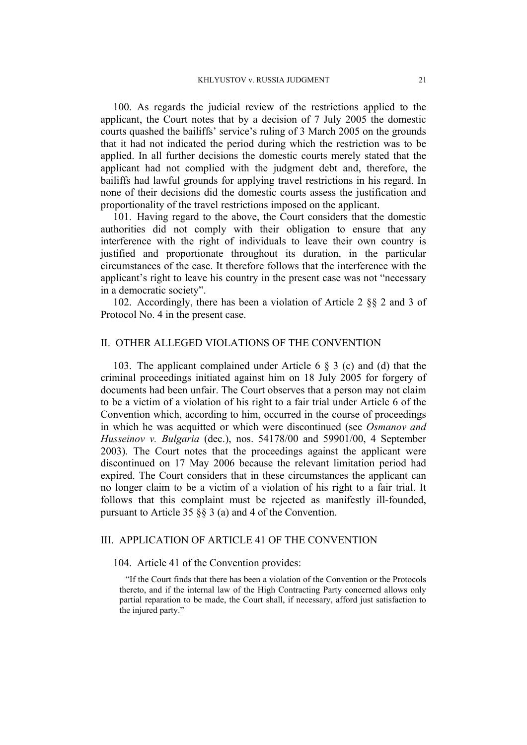100. As regards the judicial review of the restrictions applied to the applicant, the Court notes that by a decision of 7 July 2005 the domestic courts quashed the bailiffs' service's ruling of 3 March 2005 on the grounds that it had not indicated the period during which the restriction was to be applied. In all further decisions the domestic courts merely stated that the applicant had not complied with the judgment debt and, therefore, the bailiffs had lawful grounds for applying travel restrictions in his regard. In none of their decisions did the domestic courts assess the justification and proportionality of the travel restrictions imposed on the applicant.

101. Having regard to the above, the Court considers that the domestic authorities did not comply with their obligation to ensure that any interference with the right of individuals to leave their own country is justified and proportionate throughout its duration, in the particular circumstances of the case. It therefore follows that the interference with the applicant's right to leave his country in the present case was not "necessary in a democratic society".

102. Accordingly, there has been a violation of Article 2 §§ 2 and 3 of Protocol No. 4 in the present case.

## II. OTHER ALLEGED VIOLATIONS OF THE CONVENTION

103. The applicant complained under Article 6 § 3 (c) and (d) that the criminal proceedings initiated against him on 18 July 2005 for forgery of documents had been unfair. The Court observes that a person may not claim to be a victim of a violation of his right to a fair trial under Article 6 of the Convention which, according to him, occurred in the course of proceedings in which he was acquitted or which were discontinued (see *Osmanov and Husseinov v. Bulgaria* (dec.), nos. 54178/00 and 59901/00, 4 September 2003). The Court notes that the proceedings against the applicant were discontinued on 17 May 2006 because the relevant limitation period had expired. The Court considers that in these circumstances the applicant can no longer claim to be a victim of a violation of his right to a fair trial. It follows that this complaint must be rejected as manifestly ill-founded, pursuant to Article 35 §§ 3 (a) and 4 of the Convention.

## III. APPLICATION OF ARTICLE 41 OF THE CONVENTION

104. Article 41 of the Convention provides:

> "If the Court finds that there has been a violation of the Convention or the Protocols thereto, and if the internal law of the High Contracting Party concerned allows only partial reparation to be made, the Court shall, if necessary, afford just satisfaction to the injured party."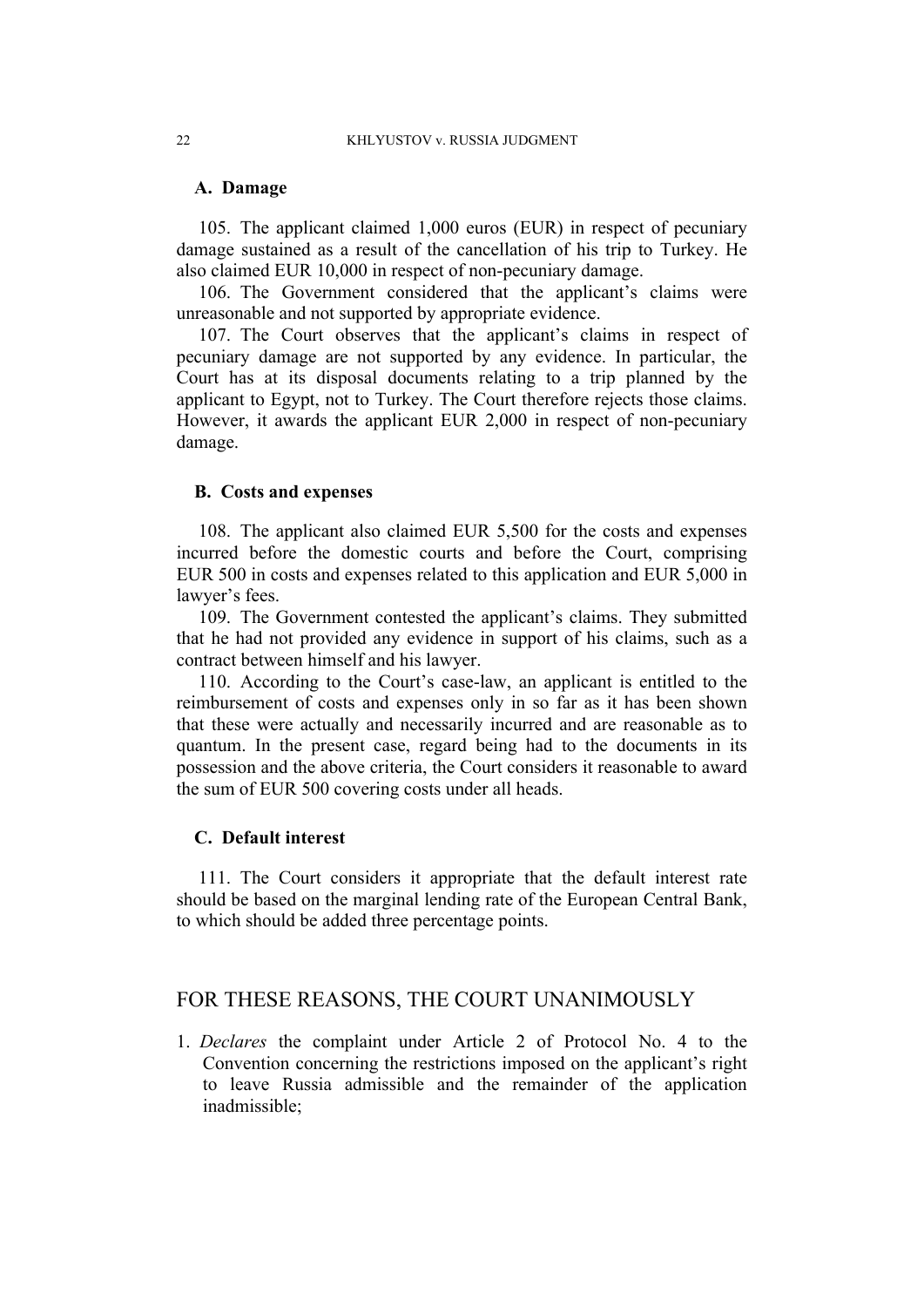### A. Damage

105. The applicant claimed 1,000 euros (EUR) in respect of pecuniary damage sustained as a result of the cancellation of his trip to Turkey. He also claimed EUR 10,000 in respect of non-pecuniary damage.

106. The Government considered that the applicant's claims were unreasonable and not supported by appropriate evidence.

107. The Court observes that the applicant's claims in respect of pecuniary damage are not supported by any evidence. In particular, the Court has at its disposal documents relating to a trip planned by the applicant to Egypt, not to Turkey. The Court therefore rejects those claims. However, it awards the applicant EUR 2,000 in respect of non-pecuniary damage.

### B. Costs and expenses

108. The applicant also claimed EUR 5,500 for the costs and expenses incurred before the domestic courts and before the Court, comprising EUR 500 in costs and expenses related to this application and EUR 5,000 in lawyer's fees.

109. The Government contested the applicant's claims. They submitted that he had not provided any evidence in support of his claims, such as a contract between himself and his lawyer.

110. According to the Court's case-law, an applicant is entitled to the reimbursement of costs and expenses only in so far as it has been shown that these were actually and necessarily incurred and are reasonable as to quantum. In the present case, regard being had to the documents in its possession and the above criteria, the Court considers it reasonable to award the sum of EUR 500 covering costs under all heads.

### C. Default interest

111. The Court considers it appropriate that the default interest rate should be based on the marginal lending rate of the European Central Bank, to which should be added three percentage points.

## FOR THESE REASONS, THE COURT UNANIMOUSLY

1. *Declares* the complaint under Article 2 of Protocol No. 4 to the Convention concerning the restrictions imposed on the applicant's right to leave Russia admissible and the remainder of the application inadmissible;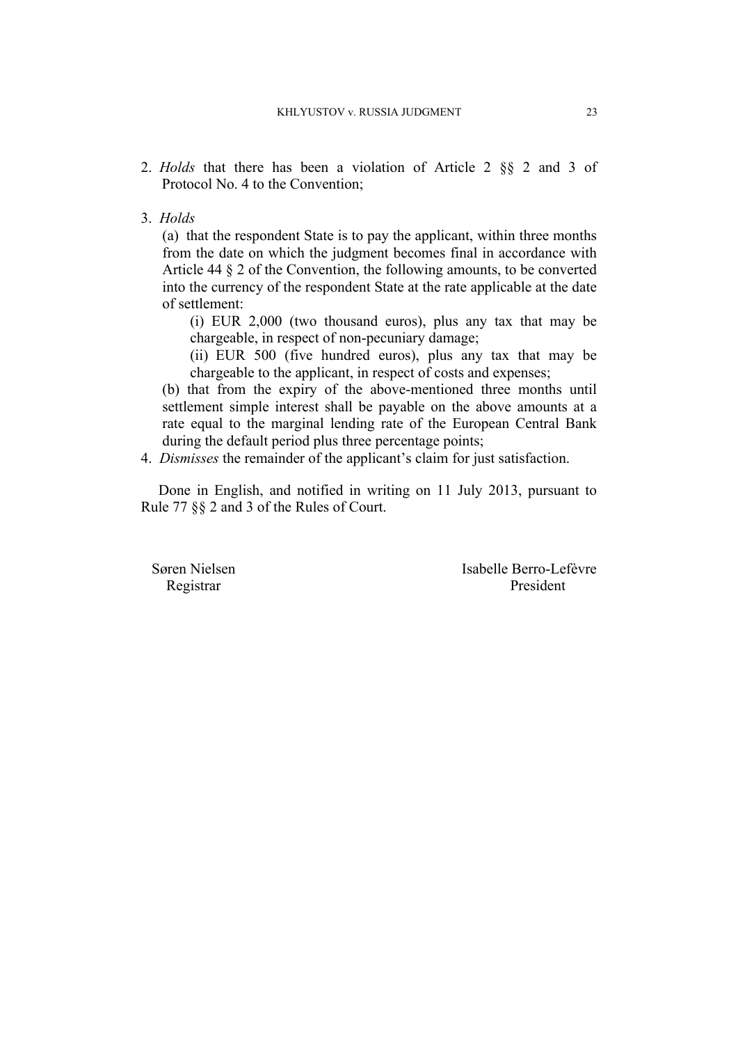2. *Holds* that there has been a violation of Article 2 §§ 2 and 3 of Protocol No. 4 to the Convention;

3. *Holds*

   (a) that the respondent State is to pay the applicant, within three months from the date on which the judgment becomes final in accordance with Article 44 § 2 of the Convention, the following amounts, to be converted into the currency of the respondent State at the rate applicable at the date of settlement:

      (i) EUR 2,000 (two thousand euros), plus any tax that may be chargeable, in respect of non-pecuniary damage;

      (ii) EUR 500 (five hundred euros), plus any tax that may be chargeable to the applicant, in respect of costs and expenses;

   (b) that from the expiry of the above-mentioned three months until settlement simple interest shall be payable on the above amounts at a rate equal to the marginal lending rate of the European Central Bank during the default period plus three percentage points;

4. *Dismisses* the remainder of the applicant's claim for just satisfaction.

Done in English, and notified in writing on 11 July 2013, pursuant to Rule 77 §§ 2 and 3 of the Rules of Court.

Søren Nielsen
Registrar

Isabelle Berro-Lefèvre
President